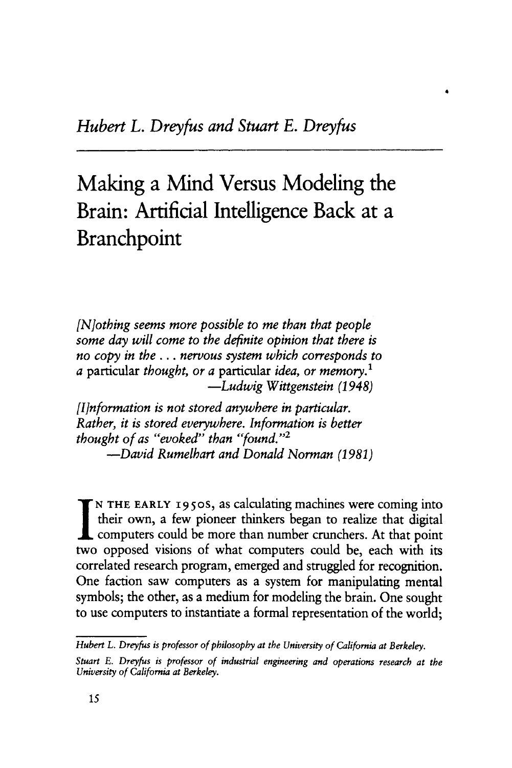*Hubert L. Dreyfus and Stuart E. Dreyfus*

# Making a Mind Versus Modeling the Brain: Artificial Intelligence Back at a Branchpoint

*[N]othing seems more possible to me than that people some day will come to the definite opinion that there is no copy in the . . . nervous system which corresponds to a* particular *thought, or a* particular *idea, or memory.*[1]

—*Ludwig Wittgenstein (1948)*

*[I]nformation is not stored anywhere in particular. Rather, it is stored everywhere. Information is better thought of as "evoked" than "found."*[2]

—*David Rumelhart and Donald Norman (1981)*

In the early 1950s, as calculating machines were coming into their own, a few pioneer thinkers began to realize that digital computers could be more than number crunchers. At that point two opposed visions of what computers could be, each with its correlated research program, emerged and struggled for recognition. One faction saw computers as a system for manipulating mental symbols; the other, as a medium for modeling the brain. One sought to use computers to instantiate a formal representation of the world;

---

*Hubert L. Dreyfus is professor of philosophy at the University of California at Berkeley.*

*Stuart E. Dreyfus is professor of industrial engineering and operations research at the University of California at Berkeley.*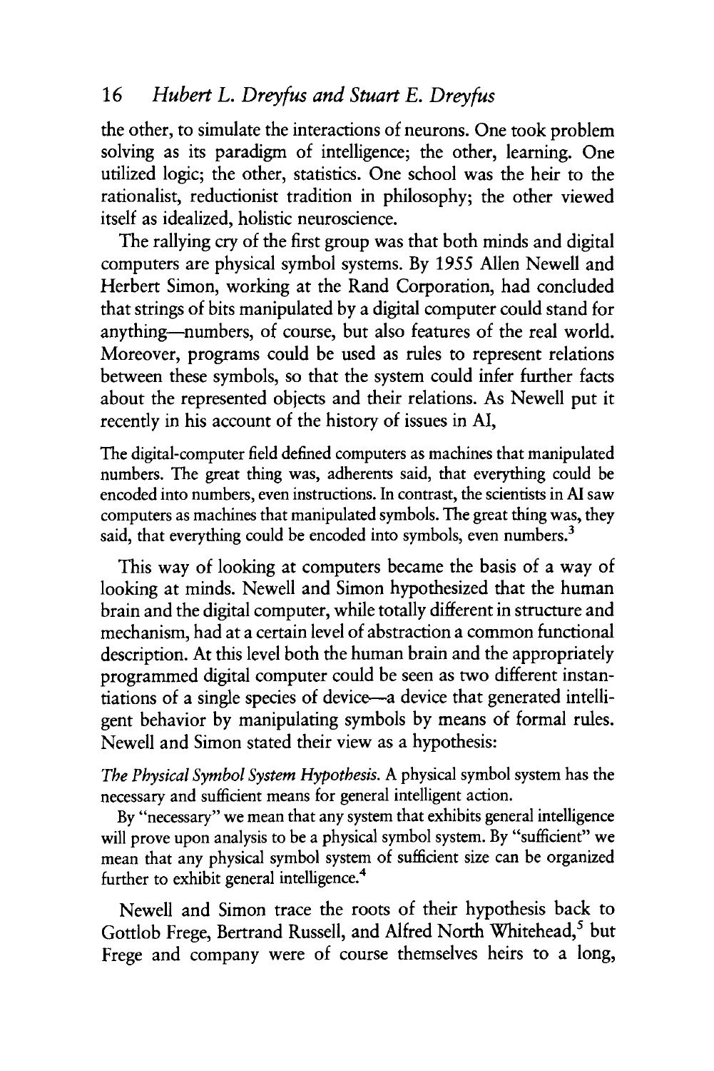the other, to simulate the interactions of neurons. One took problem solving as its paradigm of intelligence; the other, learning. One utilized logic; the other, statistics. One school was the heir to the rationalist, reductionist tradition in philosophy; the other viewed itself as idealized, holistic neuroscience.

The rallying cry of the first group was that both minds and digital computers are physical symbol systems. By 1955 Allen Newell and Herbert Simon, working at the Rand Corporation, had concluded that strings of bits manipulated by a digital computer could stand for anything—numbers, of course, but also features of the real world. Moreover, programs could be used as rules to represent relations between these symbols, so that the system could infer further facts about the represented objects and their relations. As Newell put it recently in his account of the history of issues in AI,

> The digital-computer field defined computers as machines that manipulated numbers. The great thing was, adherents said, that everything could be encoded into numbers, even instructions. In contrast, the scientists in AI saw computers as machines that manipulated symbols. The great thing was, they said, that everything could be encoded into symbols, even numbers.[3]

This way of looking at computers became the basis of a way of looking at minds. Newell and Simon hypothesized that the human brain and the digital computer, while totally different in structure and mechanism, had at a certain level of abstraction a common functional description. At this level both the human brain and the appropriately programmed digital computer could be seen as two different instantiations of a single species of device—a device that generated intelligent behavior by manipulating symbols by means of formal rules. Newell and Simon stated their view as a hypothesis:

> *The Physical Symbol System Hypothesis.* A physical symbol system has the necessary and sufficient means for general intelligent action.
>
> By "necessary" we mean that any system that exhibits general intelligence will prove upon analysis to be a physical symbol system. By "sufficient" we mean that any physical symbol system of sufficient size can be organized further to exhibit general intelligence.[4]

Newell and Simon trace the roots of their hypothesis back to Gottlob Frege, Bertrand Russell, and Alfred North Whitehead,[5] but Frege and company were of course themselves heirs to a long,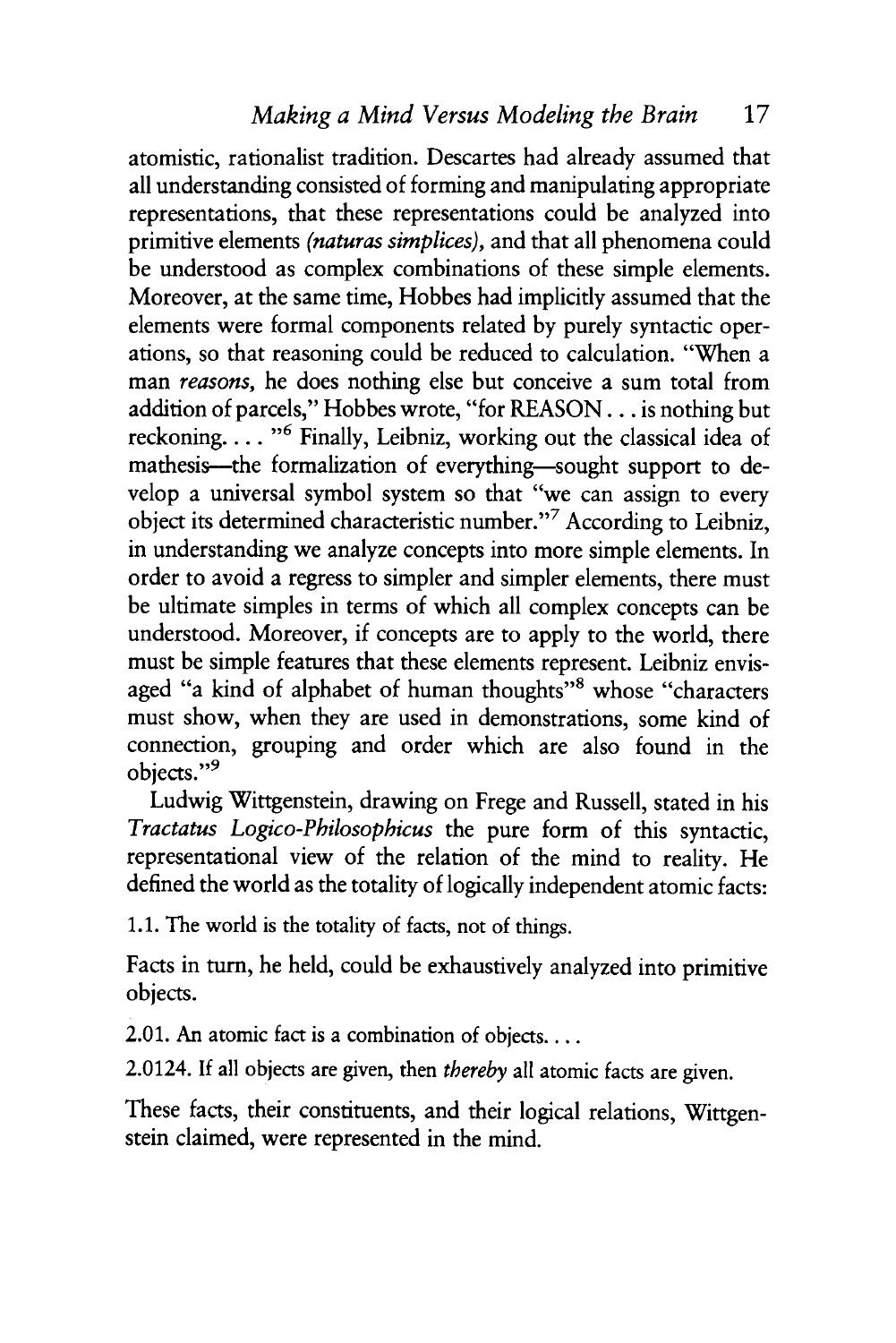atomistic, rationalist tradition. Descartes had already assumed that all understanding consisted of forming and manipulating appropriate representations, that these representations could be analyzed into primitive elements *(naturas simplices)*, and that all phenomena could be understood as complex combinations of these simple elements. Moreover, at the same time, Hobbes had implicitly assumed that the elements were formal components related by purely syntactic operations, so that reasoning could be reduced to calculation. "When a man *reasons*, he does nothing else but conceive a sum total from addition of parcels," Hobbes wrote, "for REASON . . . is nothing but reckoning. . . . "[6] Finally, Leibniz, working out the classical idea of mathesis—the formalization of everything—sought support to develop a universal symbol system so that "we can assign to every object its determined characteristic number."[7] According to Leibniz, in understanding we analyze concepts into more simple elements. In order to avoid a regress to simpler and simpler elements, there must be ultimate simples in terms of which all complex concepts can be understood. Moreover, if concepts are to apply to the world, there must be simple features that these elements represent. Leibniz envisaged "a kind of alphabet of human thoughts"[8] whose "characters must show, when they are used in demonstrations, some kind of connection, grouping and order which are also found in the objects."[9]

Ludwig Wittgenstein, drawing on Frege and Russell, stated in his *Tractatus Logico-Philosophicus* the pure form of this syntactic, representational view of the relation of the mind to reality. He defined the world as the totality of logically independent atomic facts:

1.1. The world is the totality of facts, not of things.

Facts in turn, he held, could be exhaustively analyzed into primitive objects.

2.01. An atomic fact is a combination of objects. . . .

2.0124. If all objects are given, then *thereby* all atomic facts are given.

These facts, their constituents, and their logical relations, Wittgenstein claimed, were represented in the mind.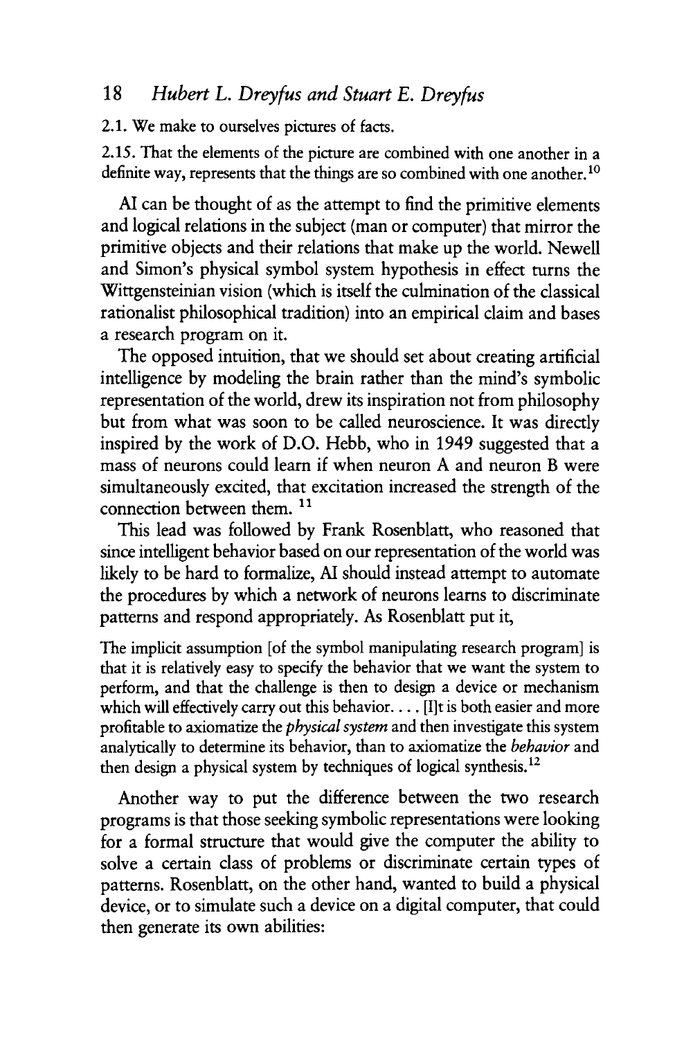2.1. We make to ourselves pictures of facts.

2.15. That the elements of the picture are combined with one another in a definite way, represents that the things are so combined with one another.[10]

AI can be thought of as the attempt to find the primitive elements and logical relations in the subject (man or computer) that mirror the primitive objects and their relations that make up the world. Newell and Simon's physical symbol system hypothesis in effect turns the Wittgensteinian vision (which is itself the culmination of the classical rationalist philosophical tradition) into an empirical claim and bases a research program on it.

The opposed intuition, that we should set about creating artificial intelligence by modeling the brain rather than the mind's symbolic representation of the world, drew its inspiration not from philosophy but from what was soon to be called neuroscience. It was directly inspired by the work of D.O. Hebb, who in 1949 suggested that a mass of neurons could learn if when neuron A and neuron B were simultaneously excited, that excitation increased the strength of the connection between them.[11]

This lead was followed by Frank Rosenblatt, who reasoned that since intelligent behavior based on our representation of the world was likely to be hard to formalize, AI should instead attempt to automate the procedures by which a network of neurons learns to discriminate patterns and respond appropriately. As Rosenblatt put it,

> The implicit assumption [of the symbol manipulating research program] is that it is relatively easy to specify the behavior that we want the system to perform, and that the challenge is then to design a device or mechanism which will effectively carry out this behavior. . . . [I]t is both easier and more profitable to axiomatize the *physical system* and then investigate this system analytically to determine its behavior, than to axiomatize the *behavior* and then design a physical system by techniques of logical synthesis.[12]

Another way to put the difference between the two research programs is that those seeking symbolic representations were looking for a formal structure that would give the computer the ability to solve a certain class of problems or discriminate certain types of patterns. Rosenblatt, on the other hand, wanted to build a physical device, or to simulate such a device on a digital computer, that could then generate its own abilities: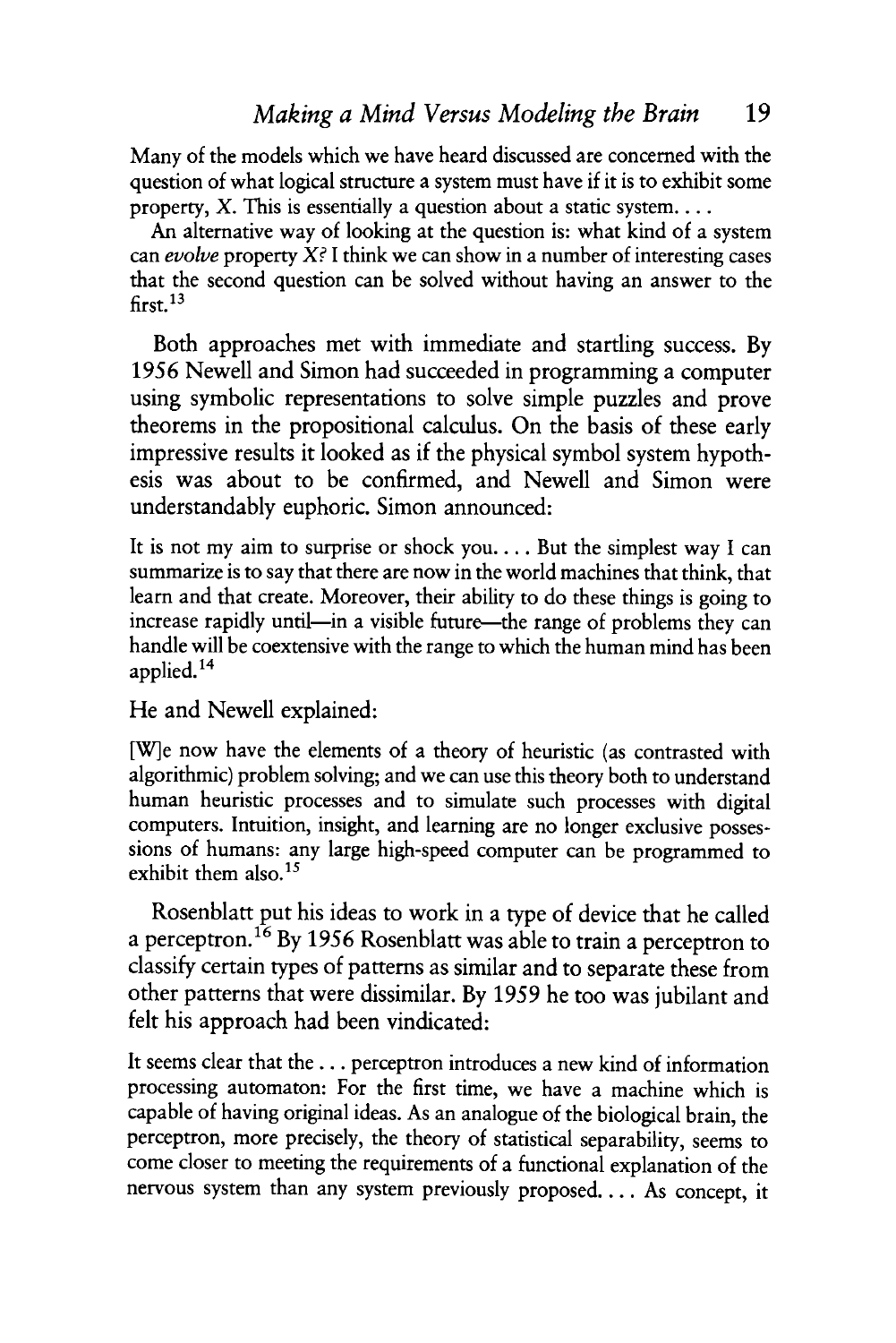Many of the models which we have heard discussed are concerned with the question of what logical structure a system must have if it is to exhibit some property, X. This is essentially a question about a static system. . . .

An alternative way of looking at the question is: what kind of a system can *evolve* property X? I think we can show in a number of interesting cases that the second question can be solved without having an answer to the first.[13]

Both approaches met with immediate and startling success. By 1956 Newell and Simon had succeeded in programming a computer using symbolic representations to solve simple puzzles and prove theorems in the propositional calculus. On the basis of these early impressive results it looked as if the physical symbol system hypothesis was about to be confirmed, and Newell and Simon were understandably euphoric. Simon announced:

It is not my aim to surprise or shock you. . . . But the simplest way I can summarize is to say that there are now in the world machines that think, that learn and that create. Moreover, their ability to do these things is going to increase rapidly until—in a visible future—the range of problems they can handle will be coextensive with the range to which the human mind has been applied.[14]

He and Newell explained:

[W]e now have the elements of a theory of heuristic (as contrasted with algorithmic) problem solving; and we can use this theory both to understand human heuristic processes and to simulate such processes with digital computers. Intuition, insight, and learning are no longer exclusive possessions of humans: any large high-speed computer can be programmed to exhibit them also.[15]

Rosenblatt put his ideas to work in a type of device that he called a perceptron.[16] By 1956 Rosenblatt was able to train a perceptron to classify certain types of patterns as similar and to separate these from other patterns that were dissimilar. By 1959 he too was jubilant and felt his approach had been vindicated:

It seems clear that the . . . perceptron introduces a new kind of information processing automaton: For the first time, we have a machine which is capable of having original ideas. As an analogue of the biological brain, the perceptron, more precisely, the theory of statistical separability, seems to come closer to meeting the requirements of a functional explanation of the nervous system than any system previously proposed. . . . As concept, it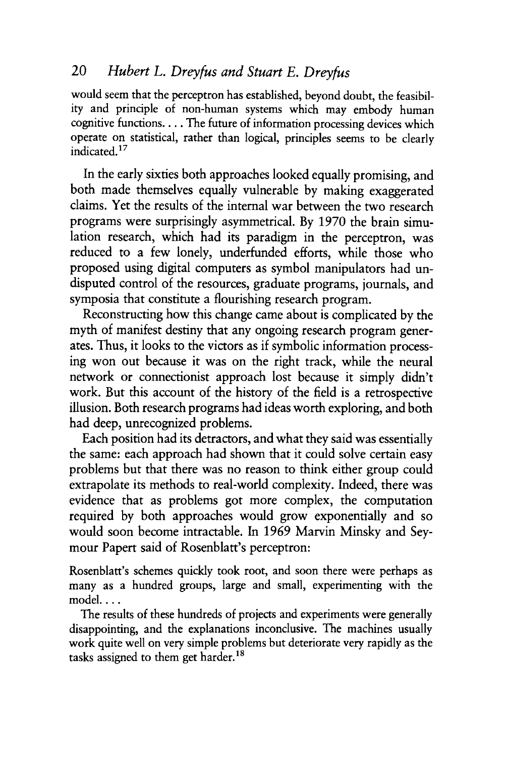would seem that the perceptron has established, beyond doubt, the feasibility and principle of non-human systems which may embody human cognitive functions. . . . The future of information processing devices which operate on statistical, rather than logical, principles seems to be clearly indicated.[17]

In the early sixties both approaches looked equally promising, and both made themselves equally vulnerable by making exaggerated claims. Yet the results of the internal war between the two research programs were surprisingly asymmetrical. By 1970 the brain simulation research, which had its paradigm in the perceptron, was reduced to a few lonely, underfunded efforts, while those who proposed using digital computers as symbol manipulators had undisputed control of the resources, graduate programs, journals, and symposia that constitute a flourishing research program.

Reconstructing how this change came about is complicated by the myth of manifest destiny that any ongoing research program generates. Thus, it looks to the victors as if symbolic information processing won out because it was on the right track, while the neural network or connectionist approach lost because it simply didn't work. But this account of the history of the field is a retrospective illusion. Both research programs had ideas worth exploring, and both had deep, unrecognized problems.

Each position had its detractors, and what they said was essentially the same: each approach had shown that it could solve certain easy problems but that there was no reason to think either group could extrapolate its methods to real-world complexity. Indeed, there was evidence that as problems got more complex, the computation required by both approaches would grow exponentially and so would soon become intractable. In 1969 Marvin Minsky and Seymour Papert said of Rosenblatt's perceptron:

Rosenblatt's schemes quickly took root, and soon there were perhaps as many as a hundred groups, large and small, experimenting with the model. . . .

The results of these hundreds of projects and experiments were generally disappointing, and the explanations inconclusive. The machines usually work quite well on very simple problems but deteriorate very rapidly as the tasks assigned to them get harder.[18]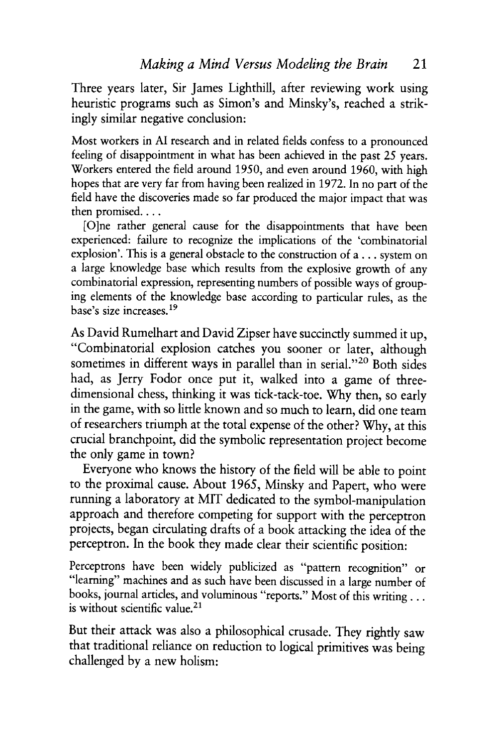Three years later, Sir James Lighthill, after reviewing work using heuristic programs such as Simon's and Minsky's, reached a strikingly similar negative conclusion:

> Most workers in AI research and in related fields confess to a pronounced feeling of disappointment in what has been achieved in the past 25 years. Workers entered the field around 1950, and even around 1960, with high hopes that are very far from having been realized in 1972. In no part of the field have the discoveries made so far produced the major impact that was then promised. . . .
>
> [O]ne rather general cause for the disappointments that have been experienced: failure to recognize the implications of the 'combinatorial explosion'. This is a general obstacle to the construction of a . . . system on a large knowledge base which results from the explosive growth of any combinatorial expression, representing numbers of possible ways of grouping elements of the knowledge base according to particular rules, as the base's size increases.[19]

As David Rumelhart and David Zipser have succinctly summed it up, "Combinatorial explosion catches you sooner or later, although sometimes in different ways in parallel than in serial."[20] Both sides had, as Jerry Fodor once put it, walked into a game of three-dimensional chess, thinking it was tick-tack-toe. Why then, so early in the game, with so little known and so much to learn, did one team of researchers triumph at the total expense of the other? Why, at this crucial branchpoint, did the symbolic representation project become the only game in town?

Everyone who knows the history of the field will be able to point to the proximal cause. About 1965, Minsky and Papert, who were running a laboratory at MIT dedicated to the symbol-manipulation approach and therefore competing for support with the perceptron projects, began circulating drafts of a book attacking the idea of the perceptron. In the book they made clear their scientific position:

> Perceptrons have been widely publicized as "pattern recognition" or "learning" machines and as such have been discussed in a large number of books, journal articles, and voluminous "reports." Most of this writing . . . is without scientific value.[21]

But their attack was also a philosophical crusade. They rightly saw that traditional reliance on reduction to logical primitives was being challenged by a new holism: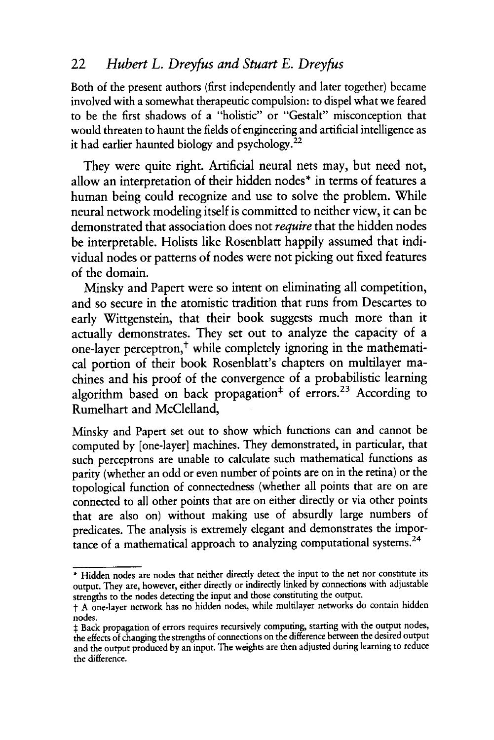Both of the present authors (first independently and later together) became involved with a somewhat therapeutic compulsion: to dispel what we feared to be the first shadows of a "holistic" or "Gestalt" misconception that would threaten to haunt the fields of engineering and artificial intelligence as it had earlier haunted biology and psychology.[22]

They were quite right. Artificial neural nets may, but need not, allow an interpretation of their hidden nodes* in terms of features a human being could recognize and use to solve the problem. While neural network modeling itself is committed to neither view, it can be demonstrated that association does not *require* that the hidden nodes be interpretable. Holists like Rosenblatt happily assumed that individual nodes or patterns of nodes were not picking out fixed features of the domain.

Minsky and Papert were so intent on eliminating all competition, and so secure in the atomistic tradition that runs from Descartes to early Wittgenstein, that their book suggests much more than it actually demonstrates. They set out to analyze the capacity of a one-layer perceptron,† while completely ignoring in the mathematical portion of their book Rosenblatt's chapters on multilayer machines and his proof of the convergence of a probabilistic learning algorithm based on back propagation‡ of errors.[23] According to Rumelhart and McClelland,

> Minsky and Papert set out to show which functions can and cannot be computed by [one-layer] machines. They demonstrated, in particular, that such perceptrons are unable to calculate such mathematical functions as parity (whether an odd or even number of points are on in the retina) or the topological function of connectedness (whether all points that are on are connected to all other points that are on either directly or via other points that are also on) without making use of absurdly large numbers of predicates. The analysis is extremely elegant and demonstrates the importance of a mathematical approach to analyzing computational systems.[24]

---

* Hidden nodes are nodes that neither directly detect the input to the net nor constitute its output. They are, however, either directly or indirectly linked by connections with adjustable strengths to the nodes detecting the input and those constituting the output.

† A one-layer network has no hidden nodes, while multilayer networks do contain hidden nodes.

‡ Back propagation of errors requires recursively computing, starting with the output nodes, the effects of changing the strengths of connections on the difference between the desired output and the output produced by an input. The weights are then adjusted during learning to reduce the difference.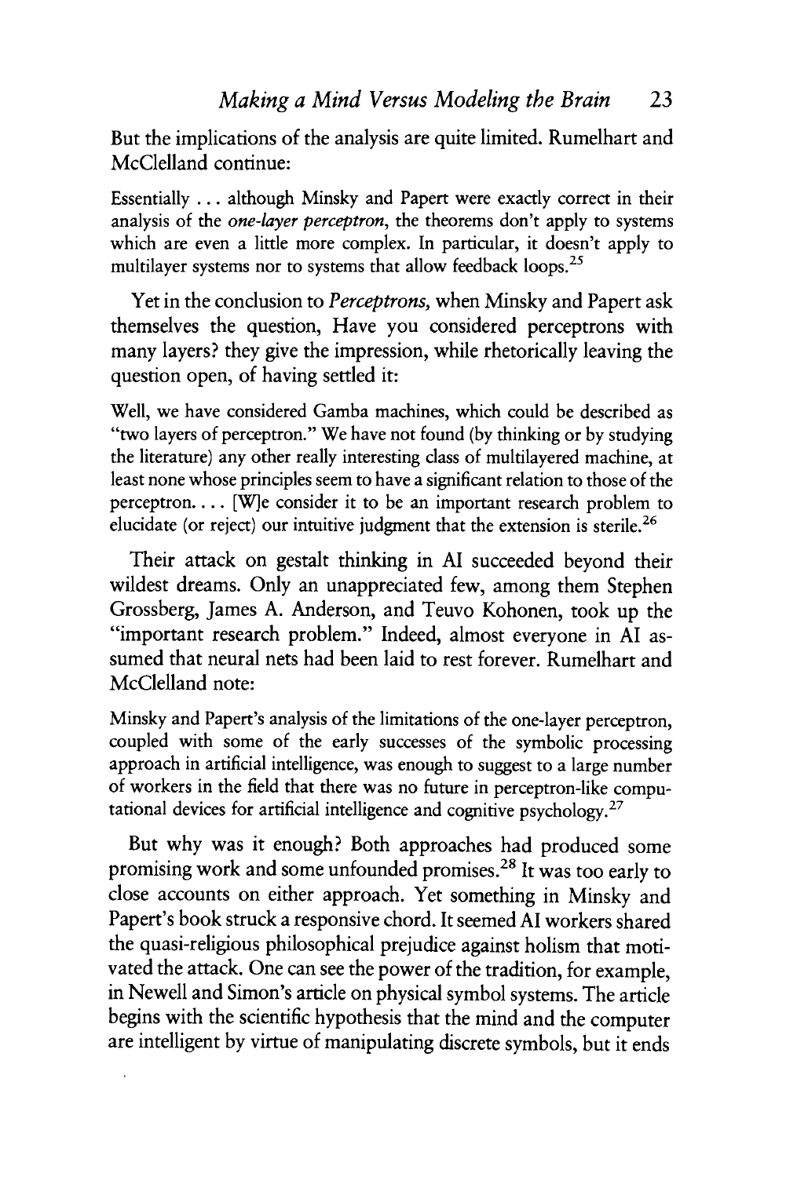But the implications of the analysis are quite limited. Rumelhart and McClelland continue:

> Essentially . . . although Minsky and Papert were exactly correct in their analysis of the *one-layer perceptron*, the theorems don't apply to systems which are even a little more complex. In particular, it doesn't apply to multilayer systems nor to systems that allow feedback loops.[25]

Yet in the conclusion to *Perceptrons,* when Minsky and Papert ask themselves the question, Have you considered perceptrons with many layers? they give the impression, while rhetorically leaving the question open, of having settled it:

> Well, we have considered Gamba machines, which could be described as "two layers of perceptron." We have not found (by thinking or by studying the literature) any other really interesting class of multilayered machine, at least none whose principles seem to have a significant relation to those of the perceptron. . . . [W]e consider it to be an important research problem to elucidate (or reject) our intuitive judgment that the extension is sterile.[26]

Their attack on gestalt thinking in AI succeeded beyond their wildest dreams. Only an unappreciated few, among them Stephen Grossberg, James A. Anderson, and Teuvo Kohonen, took up the "important research problem." Indeed, almost everyone in AI assumed that neural nets had been laid to rest forever. Rumelhart and McClelland note:

> Minsky and Papert's analysis of the limitations of the one-layer perceptron, coupled with some of the early successes of the symbolic processing approach in artificial intelligence, was enough to suggest to a large number of workers in the field that there was no future in perceptron-like computational devices for artificial intelligence and cognitive psychology.[27]

But why was it enough? Both approaches had produced some promising work and some unfounded promises.[28] It was too early to close accounts on either approach. Yet something in Minsky and Papert's book struck a responsive chord. It seemed AI workers shared the quasi-religious philosophical prejudice against holism that motivated the attack. One can see the power of the tradition, for example, in Newell and Simon's article on physical symbol systems. The article begins with the scientific hypothesis that the mind and the computer are intelligent by virtue of manipulating discrete symbols, but it ends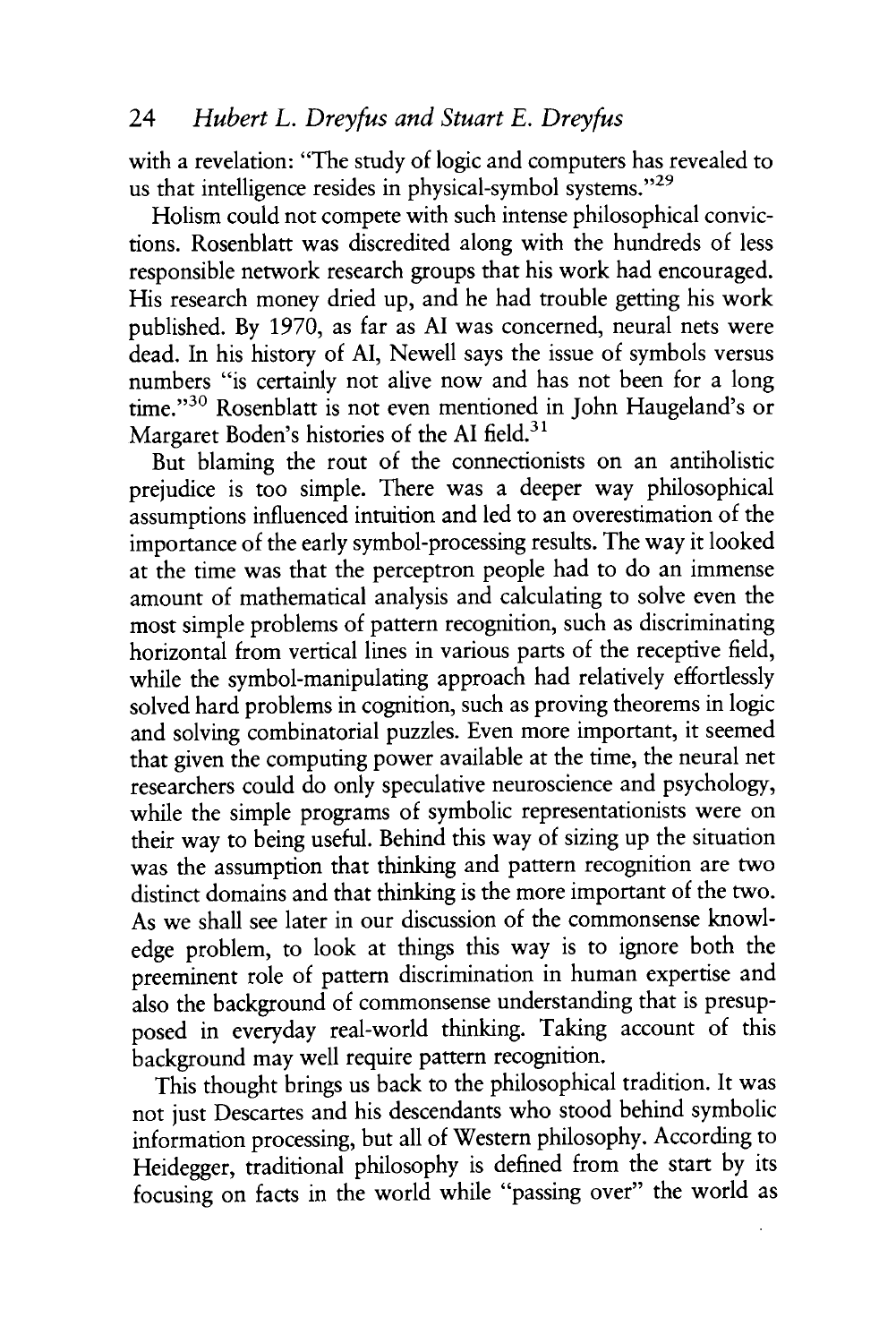with a revelation: "The study of logic and computers has revealed to us that intelligence resides in physical-symbol systems."[29]

Holism could not compete with such intense philosophical convictions. Rosenblatt was discredited along with the hundreds of less responsible network research groups that his work had encouraged. His research money dried up, and he had trouble getting his work published. By 1970, as far as AI was concerned, neural nets were dead. In his history of AI, Newell says the issue of symbols versus numbers "is certainly not alive now and has not been for a long time."[30] Rosenblatt is not even mentioned in John Haugeland's or Margaret Boden's histories of the AI field.[31]

But blaming the rout of the connectionists on an antiholistic prejudice is too simple. There was a deeper way philosophical assumptions influenced intuition and led to an overestimation of the importance of the early symbol-processing results. The way it looked at the time was that the perceptron people had to do an immense amount of mathematical analysis and calculating to solve even the most simple problems of pattern recognition, such as discriminating horizontal from vertical lines in various parts of the receptive field, while the symbol-manipulating approach had relatively effortlessly solved hard problems in cognition, such as proving theorems in logic and solving combinatorial puzzles. Even more important, it seemed that given the computing power available at the time, the neural net researchers could do only speculative neuroscience and psychology, while the simple programs of symbolic representationists were on their way to being useful. Behind this way of sizing up the situation was the assumption that thinking and pattern recognition are two distinct domains and that thinking is the more important of the two. As we shall see later in our discussion of the commonsense knowledge problem, to look at things this way is to ignore both the preeminent role of pattern discrimination in human expertise and also the background of commonsense understanding that is presupposed in everyday real-world thinking. Taking account of this background may well require pattern recognition.

This thought brings us back to the philosophical tradition. It was not just Descartes and his descendants who stood behind symbolic information processing, but all of Western philosophy. According to Heidegger, traditional philosophy is defined from the start by its focusing on facts in the world while "passing over" the world as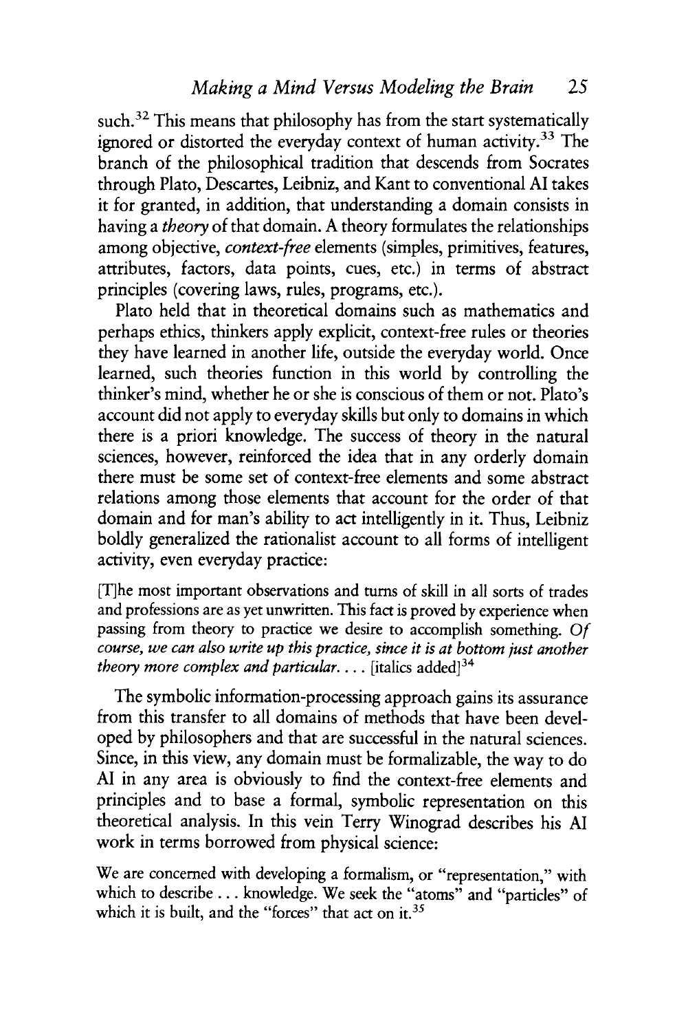such.[32] This means that philosophy has from the start systematically ignored or distorted the everyday context of human activity.[33] The branch of the philosophical tradition that descends from Socrates through Plato, Descartes, Leibniz, and Kant to conventional AI takes it for granted, in addition, that understanding a domain consists in having a *theory* of that domain. A theory formulates the relationships among objective, *context-free* elements (simples, primitives, features, attributes, factors, data points, cues, etc.) in terms of abstract principles (covering laws, rules, programs, etc.).

Plato held that in theoretical domains such as mathematics and perhaps ethics, thinkers apply explicit, context-free rules or theories they have learned in another life, outside the everyday world. Once learned, such theories function in this world by controlling the thinker's mind, whether he or she is conscious of them or not. Plato's account did not apply to everyday skills but only to domains in which there is a priori knowledge. The success of theory in the natural sciences, however, reinforced the idea that in any orderly domain there must be some set of context-free elements and some abstract relations among those elements that account for the order of that domain and for man's ability to act intelligently in it. Thus, Leibniz boldly generalized the rationalist account to all forms of intelligent activity, even everyday practice:

> [T]he most important observations and turns of skill in all sorts of trades and professions are as yet unwritten. This fact is proved by experience when passing from theory to practice we desire to accomplish something. *Of course, we can also write up this practice, since it is at bottom just another theory more complex and particular.* ... [italics added][34]

The symbolic information-processing approach gains its assurance from this transfer to all domains of methods that have been developed by philosophers and that are successful in the natural sciences. Since, in this view, any domain must be formalizable, the way to do AI in any area is obviously to find the context-free elements and principles and to base a formal, symbolic representation on this theoretical analysis. In this vein Terry Winograd describes his AI work in terms borrowed from physical science:

> We are concerned with developing a formalism, or "representation," with which to describe ... knowledge. We seek the "atoms" and "particles" of which it is built, and the "forces" that act on it.[35]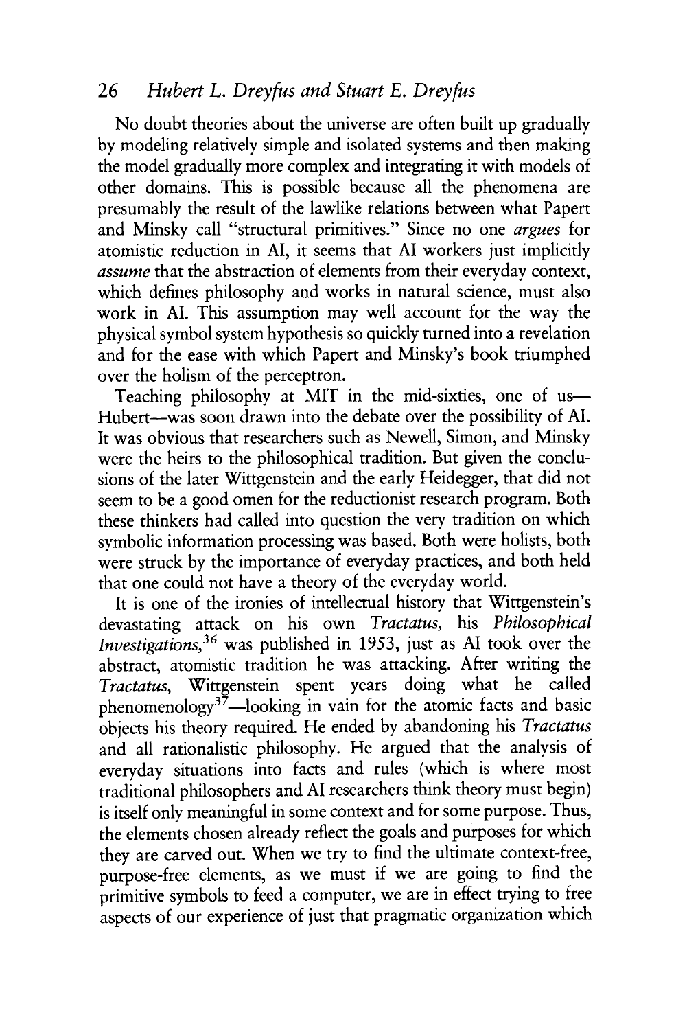No doubt theories about the universe are often built up gradually by modeling relatively simple and isolated systems and then making the model gradually more complex and integrating it with models of other domains. This is possible because all the phenomena are presumably the result of the lawlike relations between what Papert and Minsky call "structural primitives." Since no one *argues* for atomistic reduction in AI, it seems that AI workers just implicitly *assume* that the abstraction of elements from their everyday context, which defines philosophy and works in natural science, must also work in AI. This assumption may well account for the way the physical symbol system hypothesis so quickly turned into a revelation and for the ease with which Papert and Minsky's book triumphed over the holism of the perceptron.

Teaching philosophy at MIT in the mid-sixties, one of us—Hubert—was soon drawn into the debate over the possibility of AI. It was obvious that researchers such as Newell, Simon, and Minsky were the heirs to the philosophical tradition. But given the conclusions of the later Wittgenstein and the early Heidegger, that did not seem to be a good omen for the reductionist research program. Both these thinkers had called into question the very tradition on which symbolic information processing was based. Both were holists, both were struck by the importance of everyday practices, and both held that one could not have a theory of the everyday world.

It is one of the ironies of intellectual history that Wittgenstein's devastating attack on his own *Tractatus*, his *Philosophical Investigations*,[36] was published in 1953, just as AI took over the abstract, atomistic tradition he was attacking. After writing the *Tractatus*, Wittgenstein spent years doing what he called phenomenology[37]—looking in vain for the atomic facts and basic objects his theory required. He ended by abandoning his *Tractatus* and all rationalistic philosophy. He argued that the analysis of everyday situations into facts and rules (which is where most traditional philosophers and AI researchers think theory must begin) is itself only meaningful in some context and for some purpose. Thus, the elements chosen already reflect the goals and purposes for which they are carved out. When we try to find the ultimate context-free, purpose-free elements, as we must if we are going to find the primitive symbols to feed a computer, we are in effect trying to free aspects of our experience of just that pragmatic organization which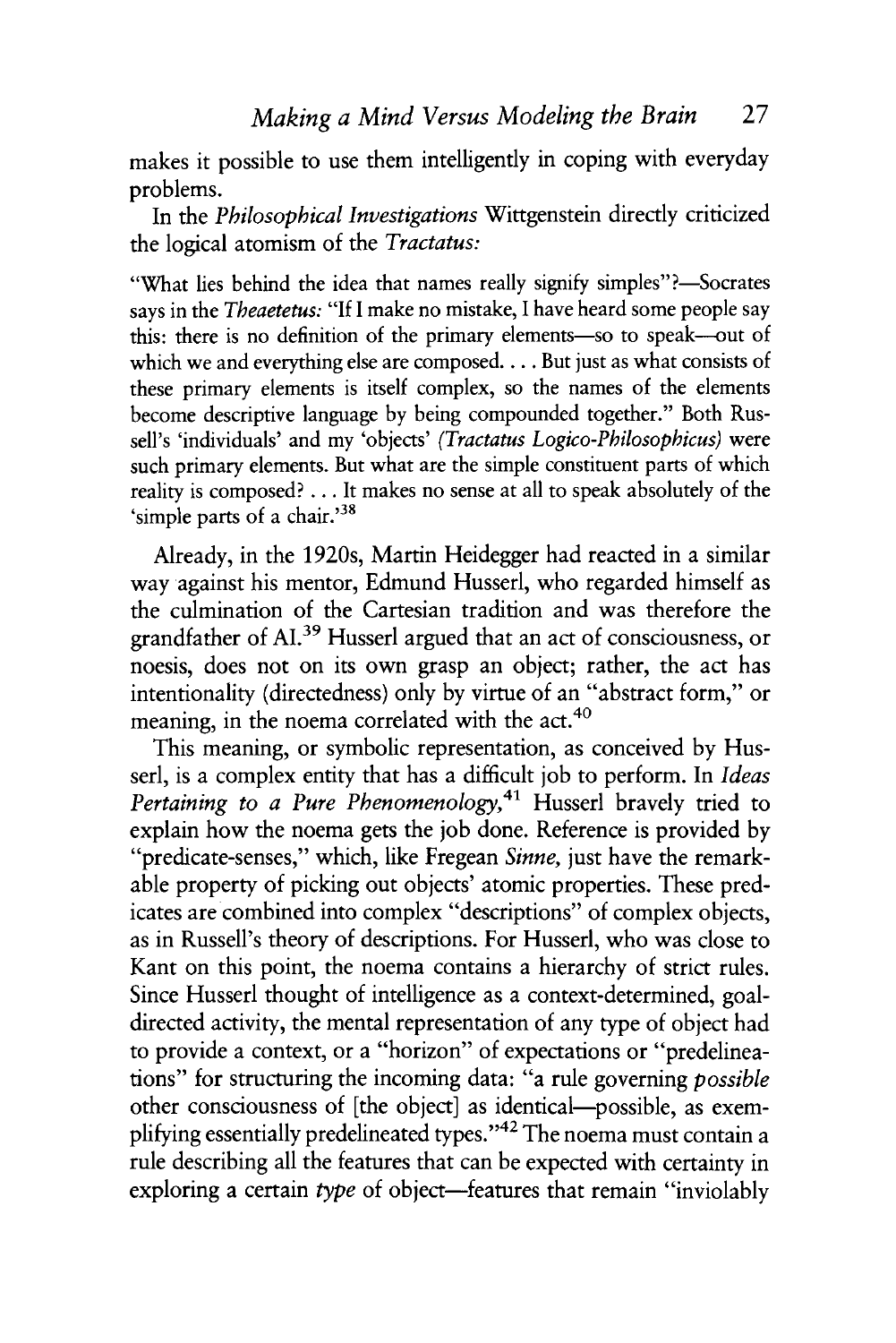makes it possible to use them intelligently in coping with everyday problems.

In the *Philosophical Investigations* Wittgenstein directly criticized the logical atomism of the *Tractatus:*

> "What lies behind the idea that names really signify simples"?—Socrates says in the *Theaetetus:* "If I make no mistake, I have heard some people say this: there is no definition of the primary elements—so to speak—out of which we and everything else are composed. . . . But just as what consists of these primary elements is itself complex, so the names of the elements become descriptive language by being compounded together." Both Russell's 'individuals' and my 'objects' *(Tractatus Logico-Philosophicus)* were such primary elements. But what are the simple constituent parts of which reality is composed? . . . It makes no sense at all to speak absolutely of the 'simple parts of a chair.'[38]

Already, in the 1920s, Martin Heidegger had reacted in a similar way against his mentor, Edmund Husserl, who regarded himself as the culmination of the Cartesian tradition and was therefore the grandfather of AI.[39] Husserl argued that an act of consciousness, or noesis, does not on its own grasp an object; rather, the act has intentionality (directedness) only by virtue of an "abstract form," or meaning, in the noema correlated with the act.[40]

This meaning, or symbolic representation, as conceived by Husserl, is a complex entity that has a difficult job to perform. In *Ideas Pertaining to a Pure Phenomenology,*[41] Husserl bravely tried to explain how the noema gets the job done. Reference is provided by "predicate-senses," which, like Fregean *Sinne,* just have the remarkable property of picking out objects' atomic properties. These predicates are combined into complex "descriptions" of complex objects, as in Russell's theory of descriptions. For Husserl, who was close to Kant on this point, the noema contains a hierarchy of strict rules. Since Husserl thought of intelligence as a context-determined, goal-directed activity, the mental representation of any type of object had to provide a context, or a "horizon" of expectations or "predelineations" for structuring the incoming data: "a rule governing *possible* other consciousness of [the object] as identical—possible, as exemplifying essentially predelineated types."[42] The noema must contain a rule describing all the features that can be expected with certainty in exploring a certain *type* of object—features that remain "inviolably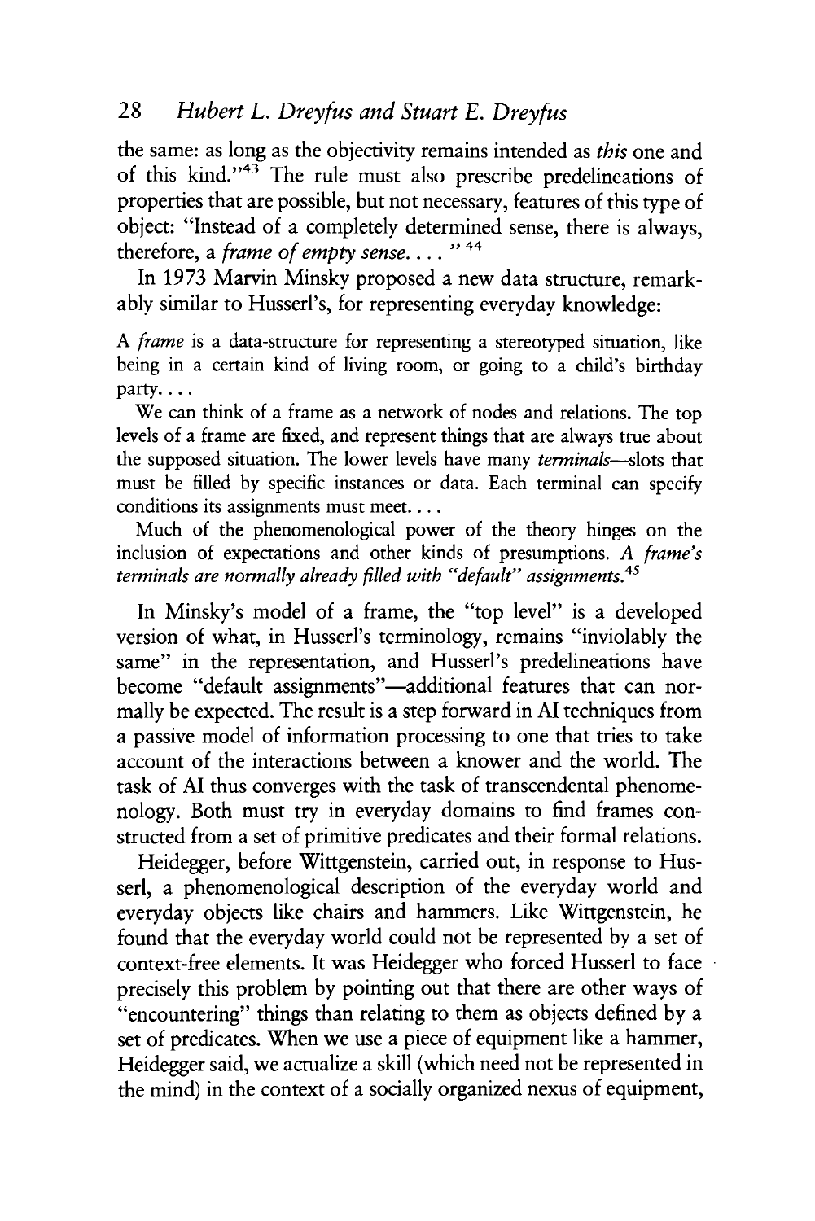the same: as long as the objectivity remains intended as *this* one and of this kind."[43] The rule must also prescribe predelineations of properties that are possible, but not necessary, features of this type of object: "Instead of a completely determined sense, there is always, therefore, a *frame of empty sense....* "[44]

In 1973 Marvin Minsky proposed a new data structure, remarkably similar to Husserl's, for representing everyday knowledge:

> A *frame* is a data-structure for representing a stereotyped situation, like being in a certain kind of living room, or going to a child's birthday party....
>
> We can think of a frame as a network of nodes and relations. The top levels of a frame are fixed, and represent things that are always true about the supposed situation. The lower levels have many *terminals*—slots that must be filled by specific instances or data. Each terminal can specify conditions its assignments must meet....
>
> Much of the phenomenological power of the theory hinges on the inclusion of expectations and other kinds of presumptions. *A frame's terminals are normally already filled with "default" assignments.*[45]

In Minsky's model of a frame, the "top level" is a developed version of what, in Husserl's terminology, remains "inviolably the same" in the representation, and Husserl's predelineations have become "default assignments"—additional features that can normally be expected. The result is a step forward in AI techniques from a passive model of information processing to one that tries to take account of the interactions between a knower and the world. The task of AI thus converges with the task of transcendental phenomenology. Both must try in everyday domains to find frames constructed from a set of primitive predicates and their formal relations.

Heidegger, before Wittgenstein, carried out, in response to Husserl, a phenomenological description of the everyday world and everyday objects like chairs and hammers. Like Wittgenstein, he found that the everyday world could not be represented by a set of context-free elements. It was Heidegger who forced Husserl to face precisely this problem by pointing out that there are other ways of "encountering" things than relating to them as objects defined by a set of predicates. When we use a piece of equipment like a hammer, Heidegger said, we actualize a skill (which need not be represented in the mind) in the context of a socially organized nexus of equipment,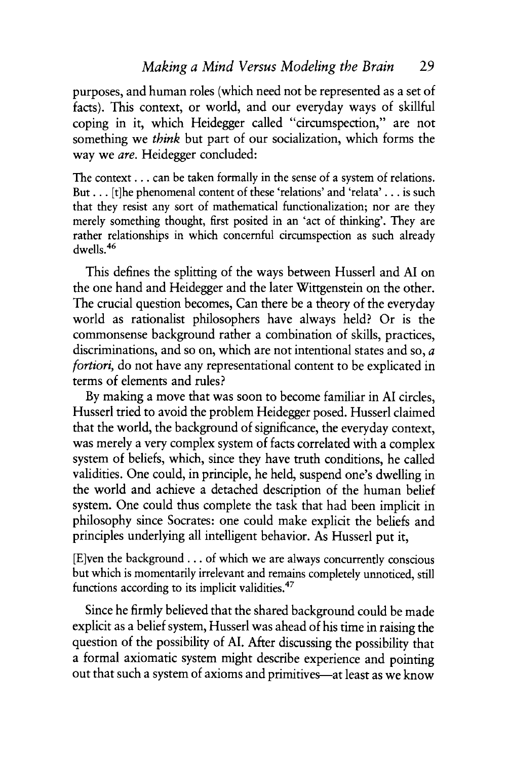purposes, and human roles (which need not be represented as a set of facts). This context, or world, and our everyday ways of skillful coping in it, which Heidegger called "circumspection," are not something we *think* but part of our socialization, which forms the way we *are*. Heidegger concluded:

> The context . . . can be taken formally in the sense of a system of relations. But . . . [t]he phenomenal content of these 'relations' and 'relata' . . . is such that they resist any sort of mathematical functionalization; nor are they merely something thought, first posited in an 'act of thinking'. They are rather relationships in which concernful circumspection as such already dwells.[46]

This defines the splitting of the ways between Husserl and AI on the one hand and Heidegger and the later Wittgenstein on the other. The crucial question becomes, Can there be a theory of the everyday world as rationalist philosophers have always held? Or is the commonsense background rather a combination of skills, practices, discriminations, and so on, which are not intentional states and so, *a fortiori*, do not have any representational content to be explicated in terms of elements and rules?

By making a move that was soon to become familiar in AI circles, Husserl tried to avoid the problem Heidegger posed. Husserl claimed that the world, the background of significance, the everyday context, was merely a very complex system of facts correlated with a complex system of beliefs, which, since they have truth conditions, he called validities. One could, in principle, he held, suspend one's dwelling in the world and achieve a detached description of the human belief system. One could thus complete the task that had been implicit in philosophy since Socrates: one could make explicit the beliefs and principles underlying all intelligent behavior. As Husserl put it,

> [E]ven the background . . . of which we are always concurrently conscious but which is momentarily irrelevant and remains completely unnoticed, still functions according to its implicit validities.[47]

Since he firmly believed that the shared background could be made explicit as a belief system, Husserl was ahead of his time in raising the question of the possibility of AI. After discussing the possibility that a formal axiomatic system might describe experience and pointing out that such a system of axioms and primitives—at least as we know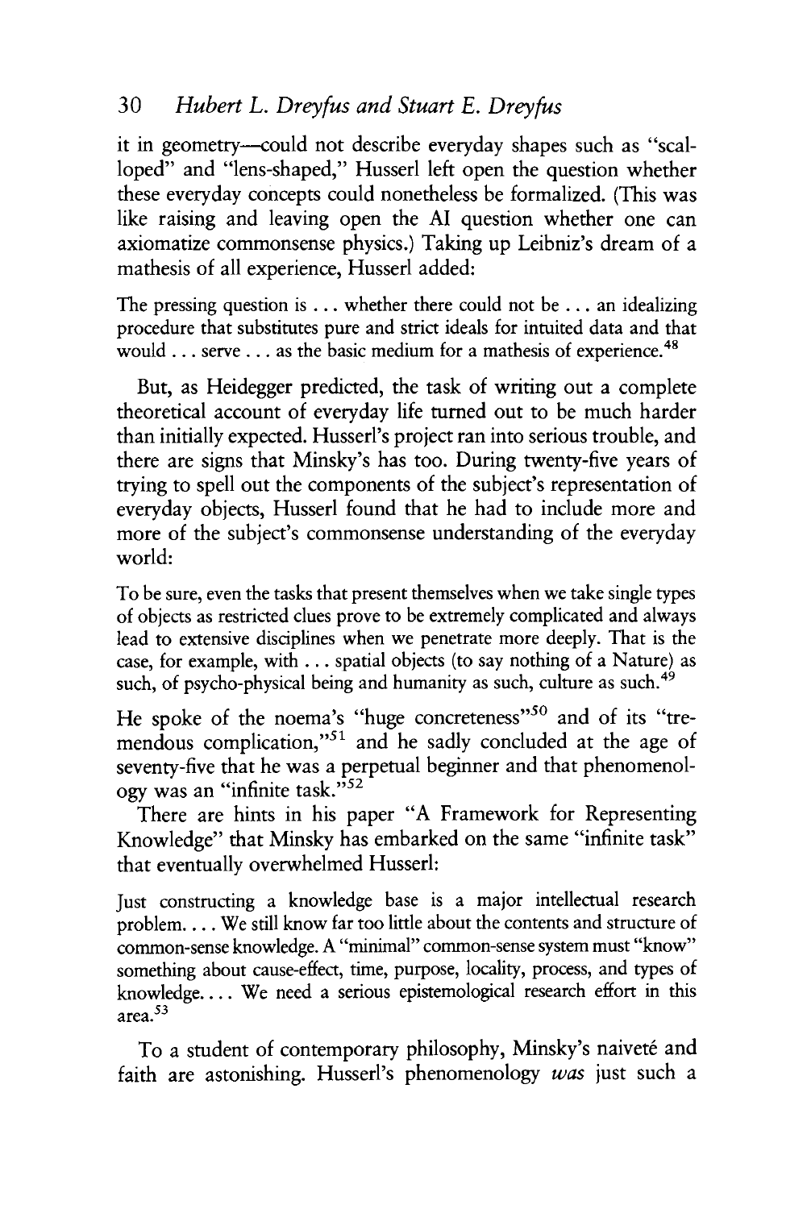it in geometry—could not describe everyday shapes such as "scalloped" and "lens-shaped," Husserl left open the question whether these everyday concepts could nonetheless be formalized. (This was like raising and leaving open the AI question whether one can axiomatize commonsense physics.) Taking up Leibniz's dream of a mathesis of all experience, Husserl added:

> The pressing question is . . . whether there could not be . . . an idealizing procedure that substitutes pure and strict ideals for intuited data and that would . . . serve . . . as the basic medium for a mathesis of experience.[48]

But, as Heidegger predicted, the task of writing out a complete theoretical account of everyday life turned out to be much harder than initially expected. Husserl's project ran into serious trouble, and there are signs that Minsky's has too. During twenty-five years of trying to spell out the components of the subject's representation of everyday objects, Husserl found that he had to include more and more of the subject's commonsense understanding of the everyday world:

> To be sure, even the tasks that present themselves when we take single types of objects as restricted clues prove to be extremely complicated and always lead to extensive disciplines when we penetrate more deeply. That is the case, for example, with . . . spatial objects (to say nothing of a Nature) as such, of psycho-physical being and humanity as such, culture as such.[49]

He spoke of the noema's "huge concreteness"[50] and of its "tremendous complication,"[51] and he sadly concluded at the age of seventy-five that he was a perpetual beginner and that phenomenology was an "infinite task."[52]

There are hints in his paper "A Framework for Representing Knowledge" that Minsky has embarked on the same "infinite task" that eventually overwhelmed Husserl:

> Just constructing a knowledge base is a major intellectual research problem. . . . We still know far too little about the contents and structure of common-sense knowledge. A "minimal" common-sense system must "know" something about cause-effect, time, purpose, locality, process, and types of knowledge. . . . We need a serious epistemological research effort in this area.[53]

To a student of contemporary philosophy, Minsky's naiveté and faith are astonishing. Husserl's phenomenology *was* just such a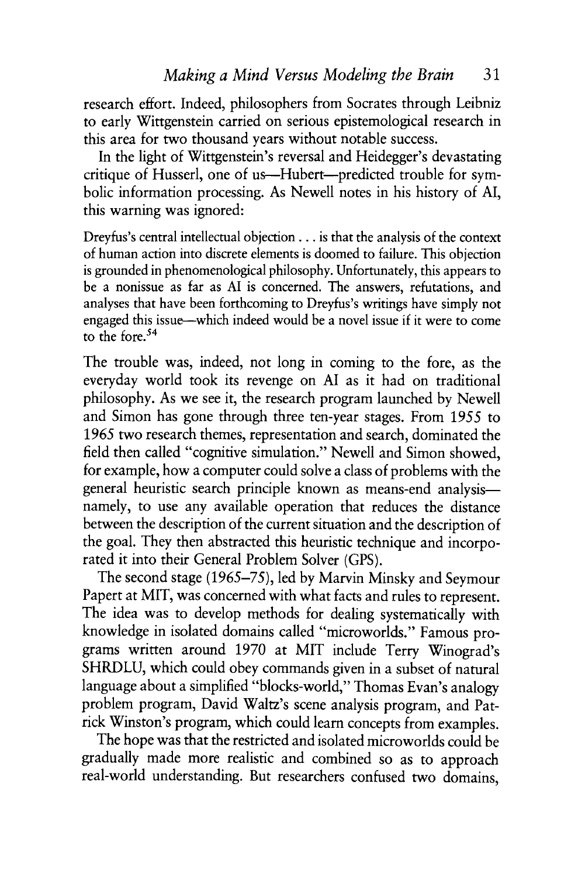research effort. Indeed, philosophers from Socrates through Leibniz to early Wittgenstein carried on serious epistemological research in this area for two thousand years without notable success.

In the light of Wittgenstein's reversal and Heidegger's devastating critique of Husserl, one of us—Hubert—predicted trouble for symbolic information processing. As Newell notes in his history of AI, this warning was ignored:

> Dreyfus's central intellectual objection . . . is that the analysis of the context of human action into discrete elements is doomed to failure. This objection is grounded in phenomenological philosophy. Unfortunately, this appears to be a nonissue as far as AI is concerned. The answers, refutations, and analyses that have been forthcoming to Dreyfus's writings have simply not engaged this issue—which indeed would be a novel issue if it were to come to the fore.[54]

The trouble was, indeed, not long in coming to the fore, as the everyday world took its revenge on AI as it had on traditional philosophy. As we see it, the research program launched by Newell and Simon has gone through three ten-year stages. From 1955 to 1965 two research themes, representation and search, dominated the field then called "cognitive simulation." Newell and Simon showed, for example, how a computer could solve a class of problems with the general heuristic search principle known as means-end analysis—namely, to use any available operation that reduces the distance between the description of the current situation and the description of the goal. They then abstracted this heuristic technique and incorporated it into their General Problem Solver (GPS).

The second stage (1965–75), led by Marvin Minsky and Seymour Papert at MIT, was concerned with what facts and rules to represent. The idea was to develop methods for dealing systematically with knowledge in isolated domains called "microworlds." Famous programs written around 1970 at MIT include Terry Winograd's SHRDLU, which could obey commands given in a subset of natural language about a simplified "blocks-world," Thomas Evan's analogy problem program, David Waltz's scene analysis program, and Patrick Winston's program, which could learn concepts from examples.

The hope was that the restricted and isolated microworlds could be gradually made more realistic and combined so as to approach real-world understanding. But researchers confused two domains,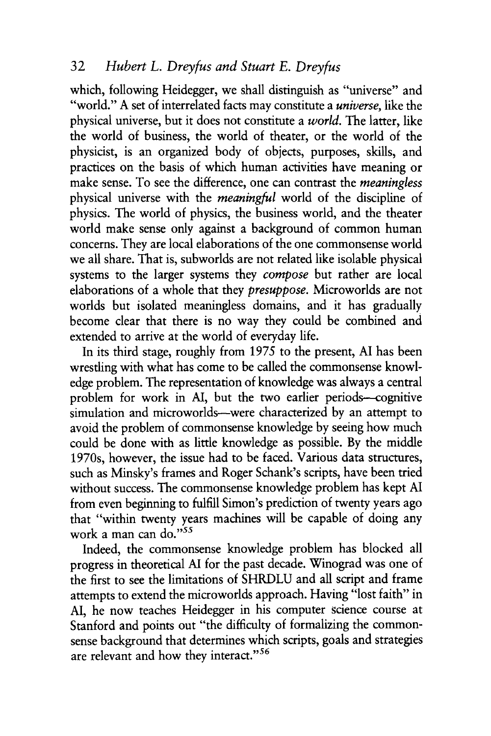which, following Heidegger, we shall distinguish as "universe" and "world." A set of interrelated facts may constitute a *universe*, like the physical universe, but it does not constitute a *world*. The latter, like the world of business, the world of theater, or the world of the physicist, is an organized body of objects, purposes, skills, and practices on the basis of which human activities have meaning or make sense. To see the difference, one can contrast the *meaningless* physical universe with the *meaningful* world of the discipline of physics. The world of physics, the business world, and the theater world make sense only against a background of common human concerns. They are local elaborations of the one commonsense world we all share. That is, subworlds are not related like isolable physical systems to the larger systems they *compose* but rather are local elaborations of a whole that they *presuppose*. Microworlds are not worlds but isolated meaningless domains, and it has gradually become clear that there is no way they could be combined and extended to arrive at the world of everyday life.

In its third stage, roughly from 1975 to the present, AI has been wrestling with what has come to be called the commonsense knowledge problem. The representation of knowledge was always a central problem for work in AI, but the two earlier periods—cognitive simulation and microworlds—were characterized by an attempt to avoid the problem of commonsense knowledge by seeing how much could be done with as little knowledge as possible. By the middle 1970s, however, the issue had to be faced. Various data structures, such as Minsky's frames and Roger Schank's scripts, have been tried without success. The commonsense knowledge problem has kept AI from even beginning to fulfill Simon's prediction of twenty years ago that "within twenty years machines will be capable of doing any work a man can do."[55]

Indeed, the commonsense knowledge problem has blocked all progress in theoretical AI for the past decade. Winograd was one of the first to see the limitations of SHRDLU and all script and frame attempts to extend the microworlds approach. Having "lost faith" in AI, he now teaches Heidegger in his computer science course at Stanford and points out "the difficulty of formalizing the commonsense background that determines which scripts, goals and strategies are relevant and how they interact."[56]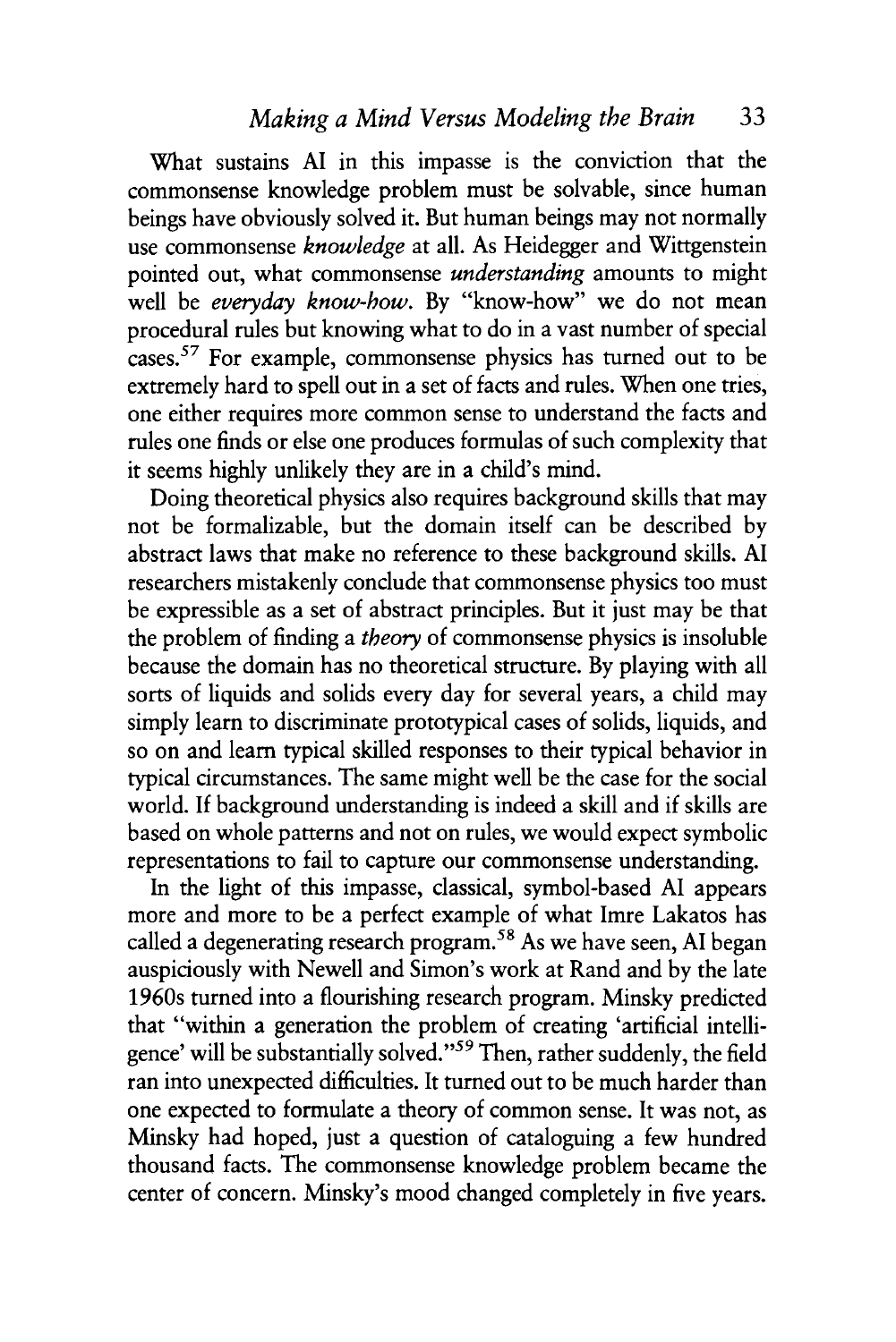What sustains AI in this impasse is the conviction that the commonsense knowledge problem must be solvable, since human beings have obviously solved it. But human beings may not normally use commonsense *knowledge* at all. As Heidegger and Wittgenstein pointed out, what commonsense *understanding* amounts to might well be *everyday know-how*. By "know-how" we do not mean procedural rules but knowing what to do in a vast number of special cases.[57] For example, commonsense physics has turned out to be extremely hard to spell out in a set of facts and rules. When one tries, one either requires more common sense to understand the facts and rules one finds or else one produces formulas of such complexity that it seems highly unlikely they are in a child's mind.

Doing theoretical physics also requires background skills that may not be formalizable, but the domain itself can be described by abstract laws that make no reference to these background skills. AI researchers mistakenly conclude that commonsense physics too must be expressible as a set of abstract principles. But it just may be that the problem of finding a *theory* of commonsense physics is insoluble because the domain has no theoretical structure. By playing with all sorts of liquids and solids every day for several years, a child may simply learn to discriminate prototypical cases of solids, liquids, and so on and learn typical skilled responses to their typical behavior in typical circumstances. The same might well be the case for the social world. If background understanding is indeed a skill and if skills are based on whole patterns and not on rules, we would expect symbolic representations to fail to capture our commonsense understanding.

In the light of this impasse, classical, symbol-based AI appears more and more to be a perfect example of what Imre Lakatos has called a degenerating research program.[58] As we have seen, AI began auspiciously with Newell and Simon's work at Rand and by the late 1960s turned into a flourishing research program. Minsky predicted that "within a generation the problem of creating 'artificial intelligence' will be substantially solved."[59] Then, rather suddenly, the field ran into unexpected difficulties. It turned out to be much harder than one expected to formulate a theory of common sense. It was not, as Minsky had hoped, just a question of cataloguing a few hundred thousand facts. The commonsense knowledge problem became the center of concern. Minsky's mood changed completely in five years.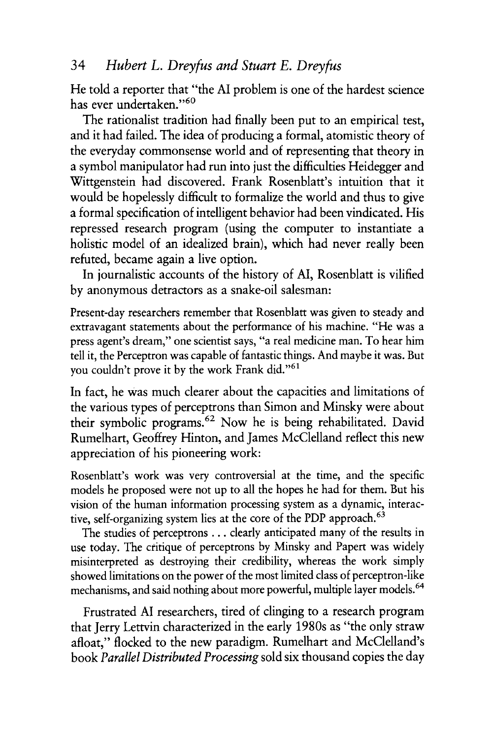He told a reporter that "the AI problem is one of the hardest science has ever undertaken."[60]

The rationalist tradition had finally been put to an empirical test, and it had failed. The idea of producing a formal, atomistic theory of the everyday commonsense world and of representing that theory in a symbol manipulator had run into just the difficulties Heidegger and Wittgenstein had discovered. Frank Rosenblatt's intuition that it would be hopelessly difficult to formalize the world and thus to give a formal specification of intelligent behavior had been vindicated. His repressed research program (using the computer to instantiate a holistic model of an idealized brain), which had never really been refuted, became again a live option.

In journalistic accounts of the history of AI, Rosenblatt is vilified by anonymous detractors as a snake-oil salesman:

> Present-day researchers remember that Rosenblatt was given to steady and extravagant statements about the performance of his machine. "He was a press agent's dream," one scientist says, "a real medicine man. To hear him tell it, the Perceptron was capable of fantastic things. And maybe it was. But you couldn't prove it by the work Frank did."[61]

In fact, he was much clearer about the capacities and limitations of the various types of perceptrons than Simon and Minsky were about their symbolic programs.[62] Now he is being rehabilitated. David Rumelhart, Geoffrey Hinton, and James McClelland reflect this new appreciation of his pioneering work:

> Rosenblatt's work was very controversial at the time, and the specific models he proposed were not up to all the hopes he had for them. But his vision of the human information processing system as a dynamic, interactive, self-organizing system lies at the core of the PDP approach.[63]
>
> The studies of perceptrons ... clearly anticipated many of the results in use today. The critique of perceptrons by Minsky and Papert was widely misinterpreted as destroying their credibility, whereas the work simply showed limitations on the power of the most limited class of perceptron-like mechanisms, and said nothing about more powerful, multiple layer models.[64]

Frustrated AI researchers, tired of clinging to a research program that Jerry Lettvin characterized in the early 1980s as "the only straw afloat," flocked to the new paradigm. Rumelhart and McClelland's book *Parallel Distributed Processing* sold six thousand copies the day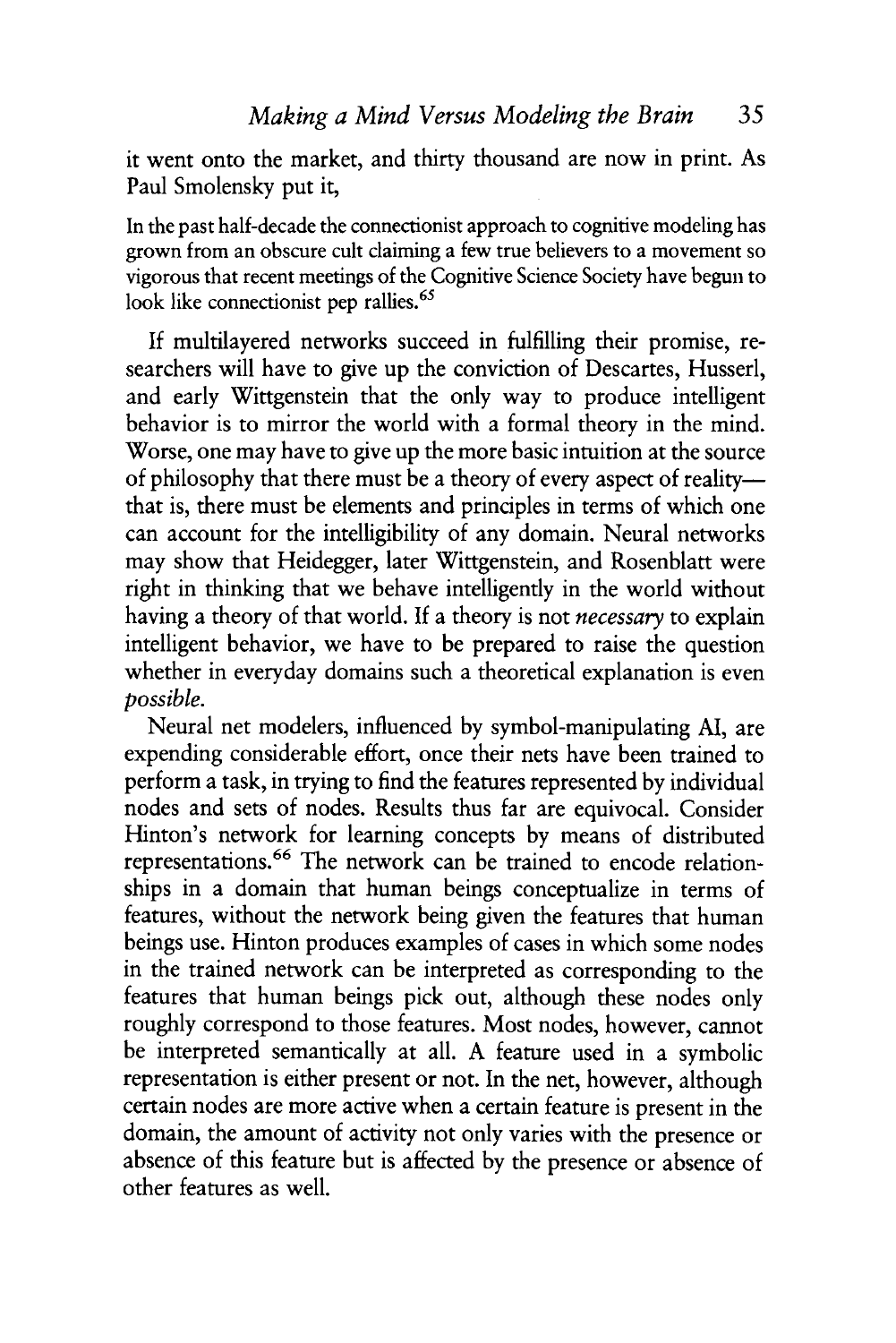it went onto the market, and thirty thousand are now in print. As Paul Smolensky put it,

> In the past half-decade the connectionist approach to cognitive modeling has grown from an obscure cult claiming a few true believers to a movement so vigorous that recent meetings of the Cognitive Science Society have begun to look like connectionist pep rallies.[65]

If multilayered networks succeed in fulfilling their promise, researchers will have to give up the conviction of Descartes, Husserl, and early Wittgenstein that the only way to produce intelligent behavior is to mirror the world with a formal theory in the mind. Worse, one may have to give up the more basic intuition at the source of philosophy that there must be a theory of every aspect of reality—that is, there must be elements and principles in terms of which one can account for the intelligibility of any domain. Neural networks may show that Heidegger, later Wittgenstein, and Rosenblatt were right in thinking that we behave intelligently in the world without having a theory of that world. If a theory is not *necessary* to explain intelligent behavior, we have to be prepared to raise the question whether in everyday domains such a theoretical explanation is even *possible.*

Neural net modelers, influenced by symbol-manipulating AI, are expending considerable effort, once their nets have been trained to perform a task, in trying to find the features represented by individual nodes and sets of nodes. Results thus far are equivocal. Consider Hinton's network for learning concepts by means of distributed representations.[66] The network can be trained to encode relationships in a domain that human beings conceptualize in terms of features, without the network being given the features that human beings use. Hinton produces examples of cases in which some nodes in the trained network can be interpreted as corresponding to the features that human beings pick out, although these nodes only roughly correspond to those features. Most nodes, however, cannot be interpreted semantically at all. A feature used in a symbolic representation is either present or not. In the net, however, although certain nodes are more active when a certain feature is present in the domain, the amount of activity not only varies with the presence or absence of this feature but is affected by the presence or absence of other features as well.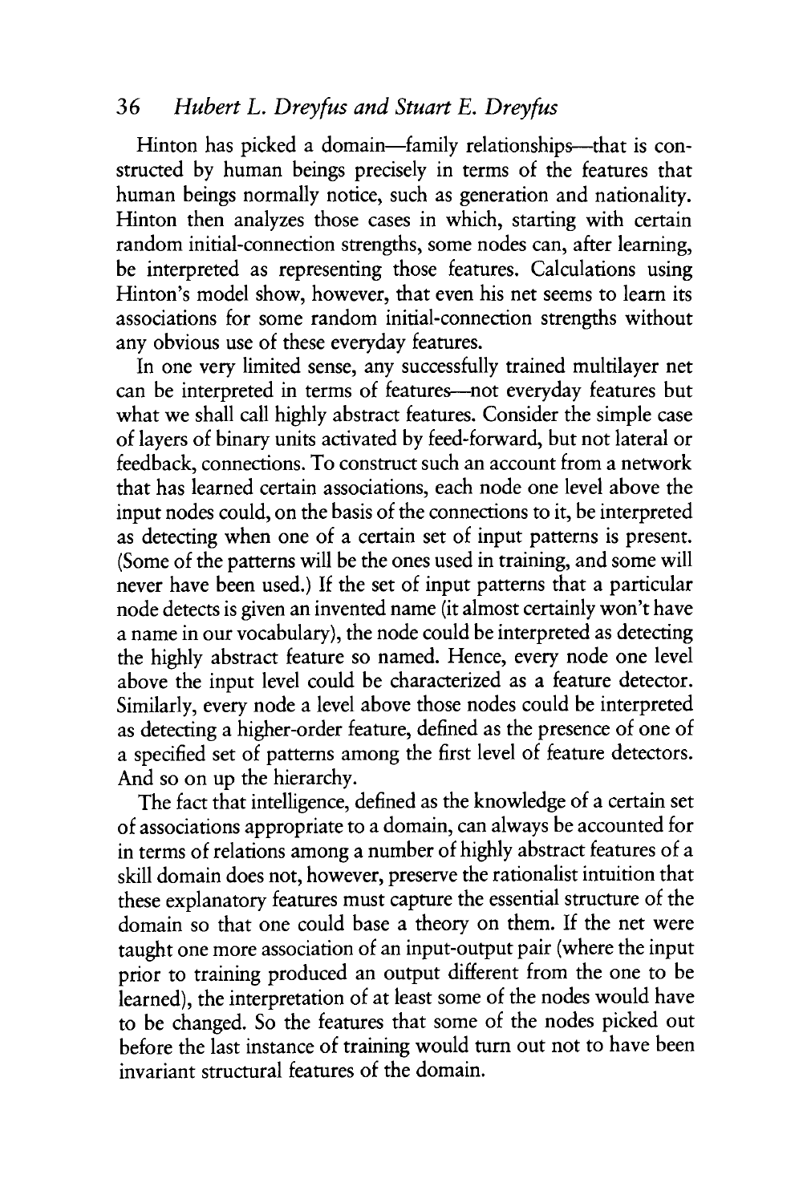Hinton has picked a domain—family relationships—that is constructed by human beings precisely in terms of the features that human beings normally notice, such as generation and nationality. Hinton then analyzes those cases in which, starting with certain random initial-connection strengths, some nodes can, after learning, be interpreted as representing those features. Calculations using Hinton's model show, however, that even his net seems to learn its associations for some random initial-connection strengths without any obvious use of these everyday features.

In one very limited sense, any successfully trained multilayer net can be interpreted in terms of features—not everyday features but what we shall call highly abstract features. Consider the simple case of layers of binary units activated by feed-forward, but not lateral or feedback, connections. To construct such an account from a network that has learned certain associations, each node one level above the input nodes could, on the basis of the connections to it, be interpreted as detecting when one of a certain set of input patterns is present. (Some of the patterns will be the ones used in training, and some will never have been used.) If the set of input patterns that a particular node detects is given an invented name (it almost certainly won't have a name in our vocabulary), the node could be interpreted as detecting the highly abstract feature so named. Hence, every node one level above the input level could be characterized as a feature detector. Similarly, every node a level above those nodes could be interpreted as detecting a higher-order feature, defined as the presence of one of a specified set of patterns among the first level of feature detectors. And so on up the hierarchy.

The fact that intelligence, defined as the knowledge of a certain set of associations appropriate to a domain, can always be accounted for in terms of relations among a number of highly abstract features of a skill domain does not, however, preserve the rationalist intuition that these explanatory features must capture the essential structure of the domain so that one could base a theory on them. If the net were taught one more association of an input-output pair (where the input prior to training produced an output different from the one to be learned), the interpretation of at least some of the nodes would have to be changed. So the features that some of the nodes picked out before the last instance of training would turn out not to have been invariant structural features of the domain.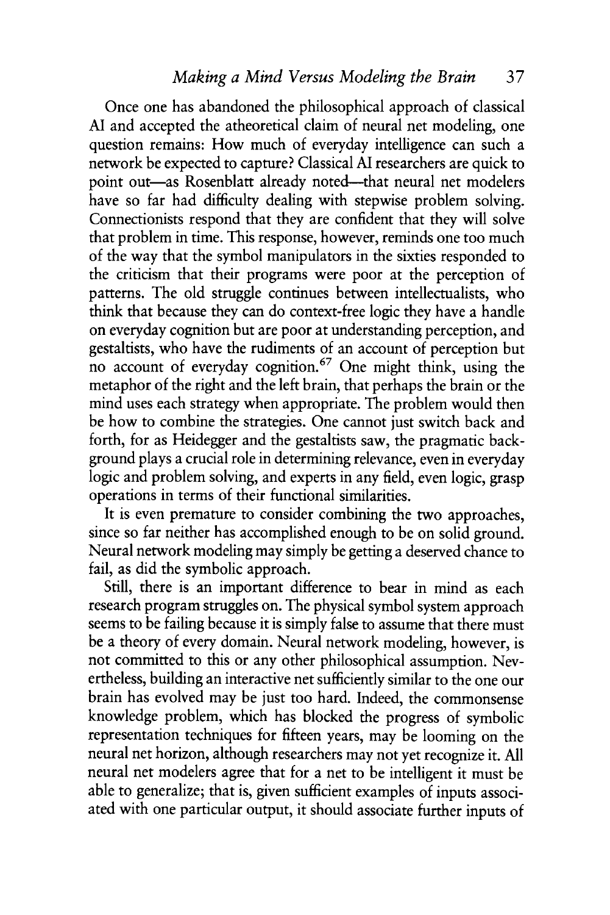Once one has abandoned the philosophical approach of classical AI and accepted the atheoretical claim of neural net modeling, one question remains: How much of everyday intelligence can such a network be expected to capture? Classical AI researchers are quick to point out—as Rosenblatt already noted—that neural net modelers have so far had difficulty dealing with stepwise problem solving. Connectionists respond that they are confident that they will solve that problem in time. This response, however, reminds one too much of the way that the symbol manipulators in the sixties responded to the criticism that their programs were poor at the perception of patterns. The old struggle continues between intellectualists, who think that because they can do context-free logic they have a handle on everyday cognition but are poor at understanding perception, and gestaltists, who have the rudiments of an account of perception but no account of everyday cognition.[67] One might think, using the metaphor of the right and the left brain, that perhaps the brain or the mind uses each strategy when appropriate. The problem would then be how to combine the strategies. One cannot just switch back and forth, for as Heidegger and the gestaltists saw, the pragmatic background plays a crucial role in determining relevance, even in everyday logic and problem solving, and experts in any field, even logic, grasp operations in terms of their functional similarities.

It is even premature to consider combining the two approaches, since so far neither has accomplished enough to be on solid ground. Neural network modeling may simply be getting a deserved chance to fail, as did the symbolic approach.

Still, there is an important difference to bear in mind as each research program struggles on. The physical symbol system approach seems to be failing because it is simply false to assume that there must be a theory of every domain. Neural network modeling, however, is not committed to this or any other philosophical assumption. Nevertheless, building an interactive net sufficiently similar to the one our brain has evolved may be just too hard. Indeed, the commonsense knowledge problem, which has blocked the progress of symbolic representation techniques for fifteen years, may be looming on the neural net horizon, although researchers may not yet recognize it. All neural net modelers agree that for a net to be intelligent it must be able to generalize; that is, given sufficient examples of inputs associated with one particular output, it should associate further inputs of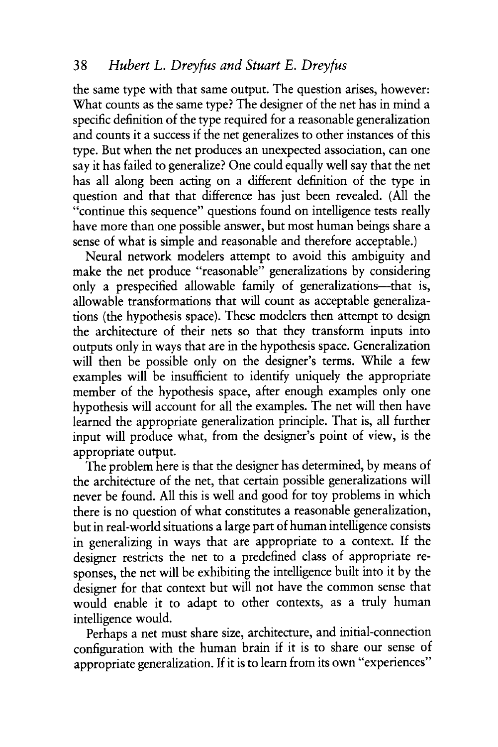the same type with that same output. The question arises, however: What counts as the same type? The designer of the net has in mind a specific definition of the type required for a reasonable generalization and counts it a success if the net generalizes to other instances of this type. But when the net produces an unexpected association, can one say it has failed to generalize? One could equally well say that the net has all along been acting on a different definition of the type in question and that that difference has just been revealed. (All the "continue this sequence" questions found on intelligence tests really have more than one possible answer, but most human beings share a sense of what is simple and reasonable and therefore acceptable.)

Neural network modelers attempt to avoid this ambiguity and make the net produce "reasonable" generalizations by considering only a prespecified allowable family of generalizations—that is, allowable transformations that will count as acceptable generalizations (the hypothesis space). These modelers then attempt to design the architecture of their nets so that they transform inputs into outputs only in ways that are in the hypothesis space. Generalization will then be possible only on the designer's terms. While a few examples will be insufficient to identify uniquely the appropriate member of the hypothesis space, after enough examples only one hypothesis will account for all the examples. The net will then have learned the appropriate generalization principle. That is, all further input will produce what, from the designer's point of view, is the appropriate output.

The problem here is that the designer has determined, by means of the architecture of the net, that certain possible generalizations will never be found. All this is well and good for toy problems in which there is no question of what constitutes a reasonable generalization, but in real-world situations a large part of human intelligence consists in generalizing in ways that are appropriate to a context. If the designer restricts the net to a predefined class of appropriate responses, the net will be exhibiting the intelligence built into it by the designer for that context but will not have the common sense that would enable it to adapt to other contexts, as a truly human intelligence would.

Perhaps a net must share size, architecture, and initial-connection configuration with the human brain if it is to share our sense of appropriate generalization. If it is to learn from its own "experiences"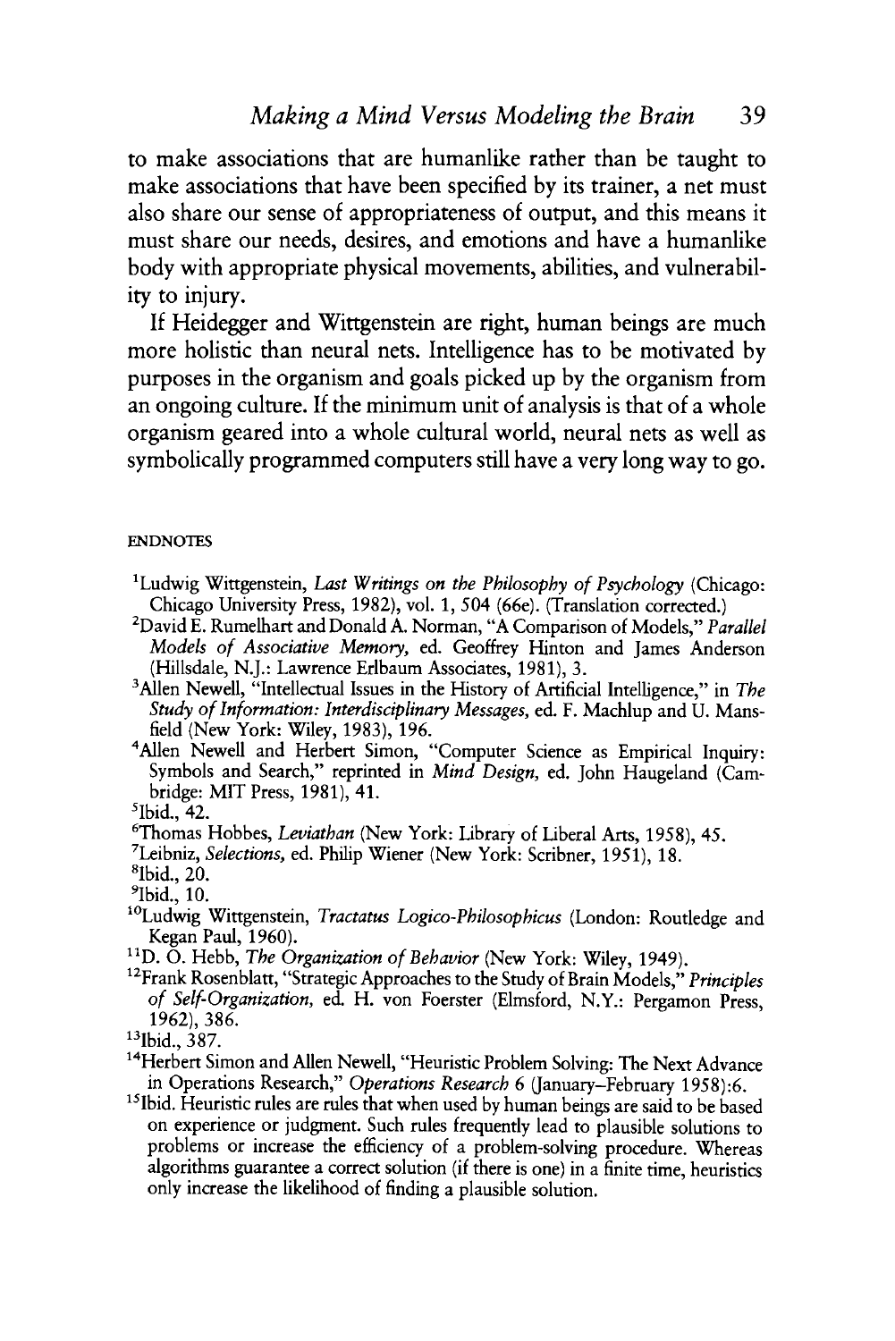to make associations that are humanlike rather than be taught to make associations that have been specified by its trainer, a net must also share our sense of appropriateness of output, and this means it must share our needs, desires, and emotions and have a humanlike body with appropriate physical movements, abilities, and vulnerability to injury.

If Heidegger and Wittgenstein are right, human beings are much more holistic than neural nets. Intelligence has to be motivated by purposes in the organism and goals picked up by the organism from an ongoing culture. If the minimum unit of analysis is that of a whole organism geared into a whole cultural world, neural nets as well as symbolically programmed computers still have a very long way to go.

## ENDNOTES

[1]Ludwig Wittgenstein, *Last Writings on the Philosophy of Psychology* (Chicago: Chicago University Press, 1982), vol. 1, 504 (66e). (Translation corrected.)

[2]David E. Rumelhart and Donald A. Norman, "A Comparison of Models," *Parallel Models of Associative Memory,* ed. Geoffrey Hinton and James Anderson (Hillsdale, N.J.: Lawrence Erlbaum Associates, 1981), 3.

[3]Allen Newell, "Intellectual Issues in the History of Artificial Intelligence," in *The Study of Information: Interdisciplinary Messages,* ed. F. Machlup and U. Mansfield (New York: Wiley, 1983), 196.

[4]Allen Newell and Herbert Simon, "Computer Science as Empirical Inquiry: Symbols and Search," reprinted in *Mind Design,* ed. John Haugeland (Cambridge: MIT Press, 1981), 41.

[5]Ibid., 42.

[6]Thomas Hobbes, *Leviathan* (New York: Library of Liberal Arts, 1958), 45.

[7]Leibniz, *Selections,* ed. Philip Wiener (New York: Scribner, 1951), 18.

[8]Ibid., 20.

[9]Ibid., 10.

[10]Ludwig Wittgenstein, *Tractatus Logico-Philosophicus* (London: Routledge and Kegan Paul, 1960).

[11]D. O. Hebb, *The Organization of Behavior* (New York: Wiley, 1949).

[12]Frank Rosenblatt, "Strategic Approaches to the Study of Brain Models," *Principles of Self-Organization,* ed. H. von Foerster (Elmsford, N.Y.: Pergamon Press, 1962), 386.

[13]Ibid., 387.

[14]Herbert Simon and Allen Newell, "Heuristic Problem Solving: The Next Advance in Operations Research," *Operations Research* 6 (January–February 1958):6.

[15]Ibid. Heuristic rules are rules that when used by human beings are said to be based on experience or judgment. Such rules frequently lead to plausible solutions to problems or increase the efficiency of a problem-solving procedure. Whereas algorithms guarantee a correct solution (if there is one) in a finite time, heuristics only increase the likelihood of finding a plausible solution.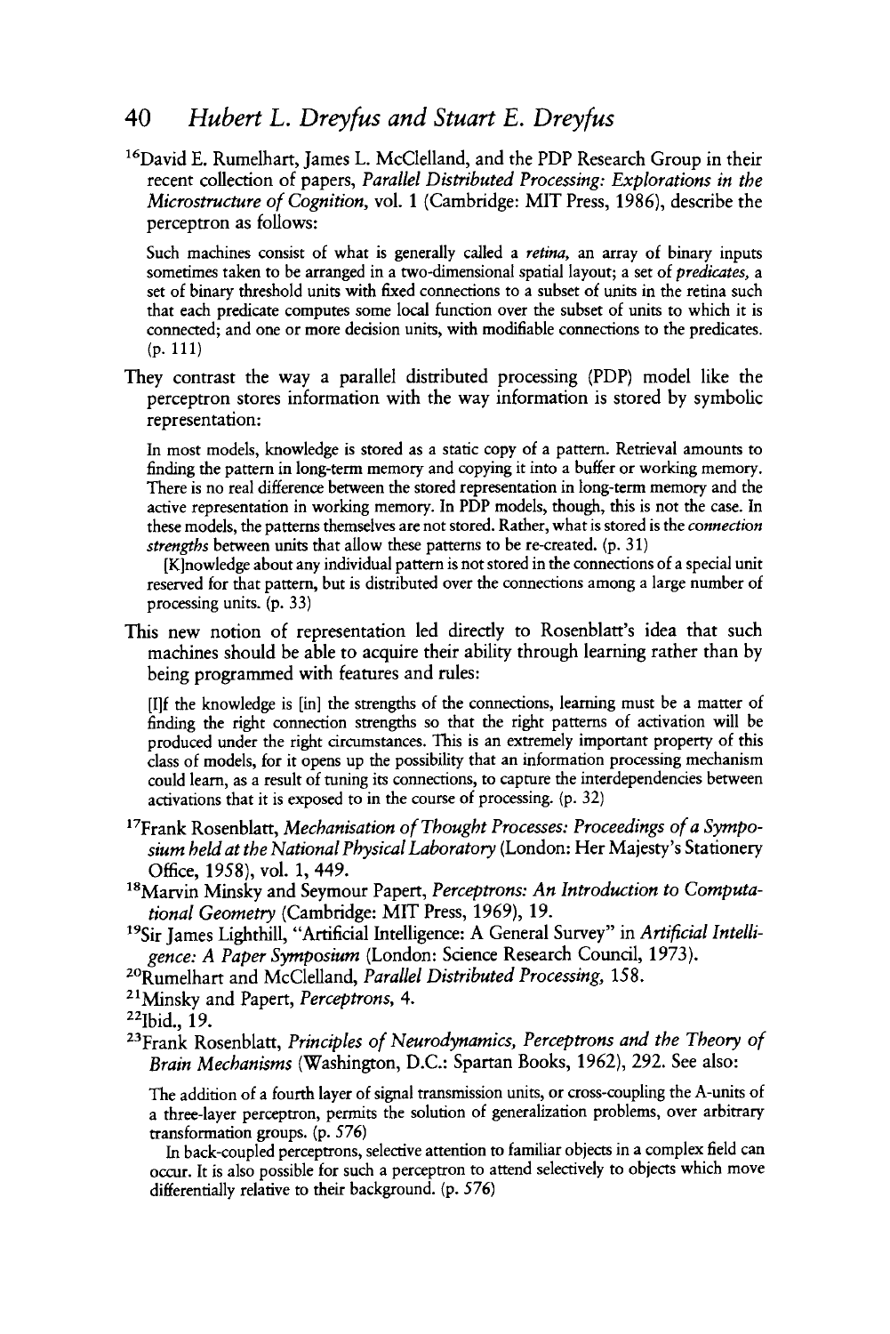[16]David E. Rumelhart, James L. McClelland, and the PDP Research Group in their recent collection of papers, *Parallel Distributed Processing: Explorations in the Microstructure of Cognition*, vol. 1 (Cambridge: MIT Press, 1986), describe the perceptron as follows:

> Such machines consist of what is generally called a *retina*, an array of binary inputs sometimes taken to be arranged in a two-dimensional spatial layout; a set of *predicates*, a set of binary threshold units with fixed connections to a subset of units in the retina such that each predicate computes some local function over the subset of units to which it is connected; and one or more decision units, with modifiable connections to the predicates. (p. 111)

They contrast the way a parallel distributed processing (PDP) model like the perceptron stores information with the way information is stored by symbolic representation:

> In most models, knowledge is stored as a static copy of a pattern. Retrieval amounts to finding the pattern in long-term memory and copying it into a buffer or working memory. There is no real difference between the stored representation in long-term memory and the active representation in working memory. In PDP models, though, this is not the case. In these models, the patterns themselves are not stored. Rather, what is stored is the *connection strengths* between units that allow these patterns to be re-created. (p. 31)
>
> [K]nowledge about any individual pattern is not stored in the connections of a special unit reserved for that pattern, but is distributed over the connections among a large number of processing units. (p. 33)

This new notion of representation led directly to Rosenblatt's idea that such machines should be able to acquire their ability through learning rather than by being programmed with features and rules:

> [I]f the knowledge is [in] the strengths of the connections, learning must be a matter of finding the right connection strengths so that the right patterns of activation will be produced under the right circumstances. This is an extremely important property of this class of models, for it opens up the possibility that an information processing mechanism could learn, as a result of tuning its connections, to capture the interdependencies between activations that it is exposed to in the course of processing. (p. 32)

[17]Frank Rosenblatt, *Mechanisation of Thought Processes: Proceedings of a Symposium held at the National Physical Laboratory* (London: Her Majesty's Stationery Office, 1958), vol. 1, 449.

[18]Marvin Minsky and Seymour Papert, *Perceptrons: An Introduction to Computational Geometry* (Cambridge: MIT Press, 1969), 19.

[19]Sir James Lighthill, "Artificial Intelligence: A General Survey" in *Artificial Intelligence: A Paper Symposium* (London: Science Research Council, 1973).

[20]Rumelhart and McClelland, *Parallel Distributed Processing*, 158.

[21]Minsky and Papert, *Perceptrons*, 4.

[22]Ibid., 19.

[23]Frank Rosenblatt, *Principles of Neurodynamics, Perceptrons and the Theory of Brain Mechanisms* (Washington, D.C.: Spartan Books, 1962), 292. See also:

> The addition of a fourth layer of signal transmission units, or cross-coupling the A-units of a three-layer perceptron, permits the solution of generalization problems, over arbitrary transformation groups. (p. 576)
>
> In back-coupled perceptrons, selective attention to familiar objects in a complex field can occur. It is also possible for such a perceptron to attend selectively to objects which move differentially relative to their background. (p. 576)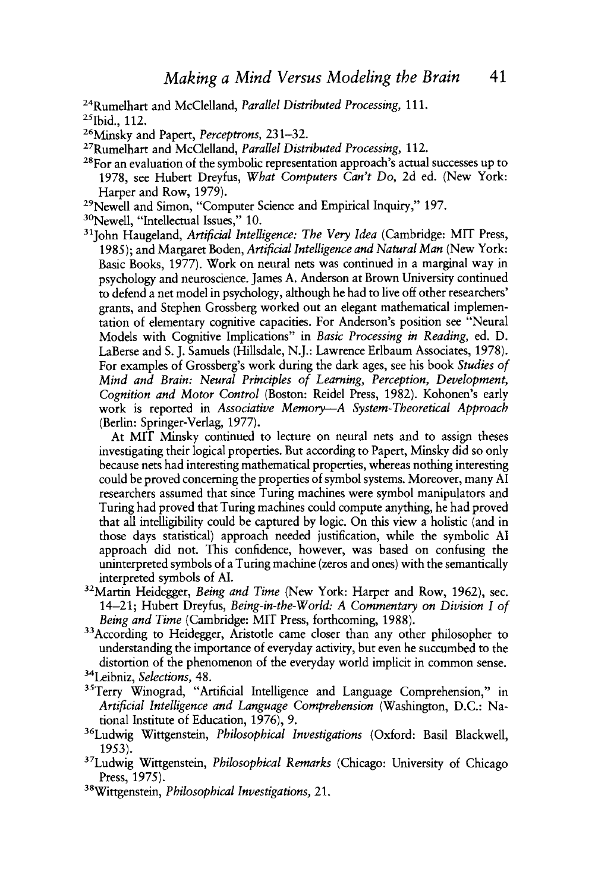[24]Rumelhart and McClelland, *Parallel Distributed Processing,* 111.

[25]Ibid., 112.

[26]Minsky and Papert, *Perceptrons,* 231–32.

[27]Rumelhart and McClelland, *Parallel Distributed Processing,* 112.

[28]For an evaluation of the symbolic representation approach's actual successes up to 1978, see Hubert Dreyfus, *What Computers Can't Do,* 2d ed. (New York: Harper and Row, 1979).

[29]Newell and Simon, "Computer Science and Empirical Inquiry," 197.

[30]Newell, "Intellectual Issues," 10.

[31]John Haugeland, *Artificial Intelligence: The Very Idea* (Cambridge: MIT Press, 1985); and Margaret Boden, *Artificial Intelligence and Natural Man* (New York: Basic Books, 1977). Work on neural nets was continued in a marginal way in psychology and neuroscience. James A. Anderson at Brown University continued to defend a net model in psychology, although he had to live off other researchers' grants, and Stephen Grossberg worked out an elegant mathematical implementation of elementary cognitive capacities. For Anderson's position see "Neural Models with Cognitive Implications" in *Basic Processing in Reading,* ed. D. LaBerse and S. J. Samuels (Hillsdale, N.J.: Lawrence Erlbaum Associates, 1978). For examples of Grossberg's work during the dark ages, see his book *Studies of Mind and Brain: Neural Principles of Learning, Perception, Development, Cognition and Motor Control* (Boston: Reidel Press, 1982). Kohonen's early work is reported in *Associative Memory—A System-Theoretical Approach* (Berlin: Springer-Verlag, 1977).

At MIT Minsky continued to lecture on neural nets and to assign theses investigating their logical properties. But according to Papert, Minsky did so only because nets had interesting mathematical properties, whereas nothing interesting could be proved concerning the properties of symbol systems. Moreover, many AI researchers assumed that since Turing machines were symbol manipulators and Turing had proved that Turing machines could compute anything, he had proved that all intelligibility could be captured by logic. On this view a holistic (and in those days statistical) approach needed justification, while the symbolic AI approach did not. This confidence, however, was based on confusing the uninterpreted symbols of a Turing machine (zeros and ones) with the semantically interpreted symbols of AI.

[32]Martin Heidegger, *Being and Time* (New York: Harper and Row, 1962), sec. 14–21; Hubert Dreyfus, *Being-in-the-World: A Commentary on Division I of Being and Time* (Cambridge: MIT Press, forthcoming, 1988).

[33]According to Heidegger, Aristotle came closer than any other philosopher to understanding the importance of everyday activity, but even he succumbed to the distortion of the phenomenon of the everyday world implicit in common sense.

[34]Leibniz, *Selections,* 48.

[35]Terry Winograd, "Artificial Intelligence and Language Comprehension," in *Artificial Intelligence and Language Comprehension* (Washington, D.C.: National Institute of Education, 1976), 9.

[36]Ludwig Wittgenstein, *Philosophical Investigations* (Oxford: Basil Blackwell, 1953).

[37]Ludwig Wittgenstein, *Philosophical Remarks* (Chicago: University of Chicago Press, 1975).

[38]Wittgenstein, *Philosophical Investigations,* 21.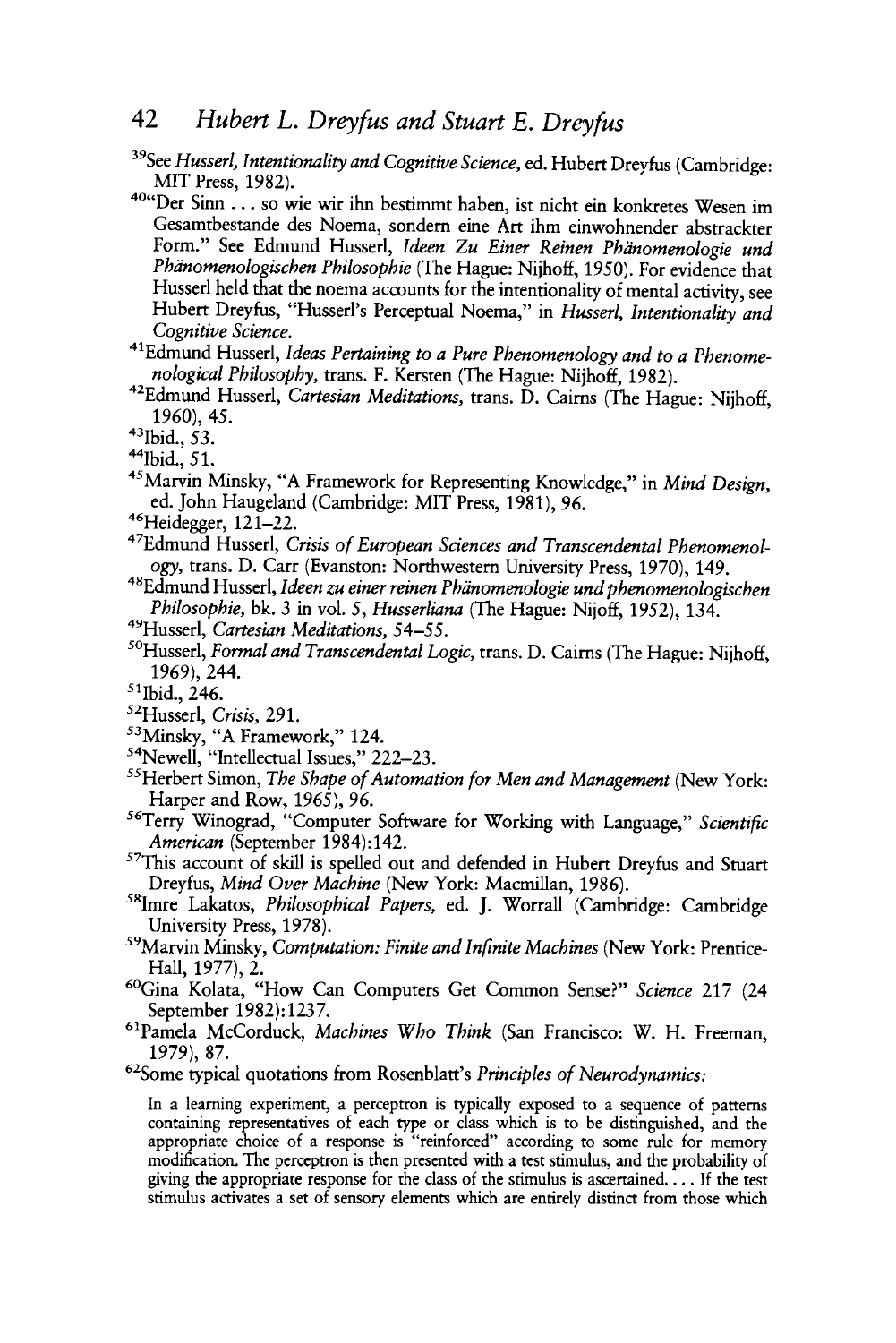[39]See *Husserl, Intentionality and Cognitive Science*, ed. Hubert Dreyfus (Cambridge: MIT Press, 1982).

[40]"Der Sinn . . . so wie wir ihn bestimmt haben, ist nicht ein konkretes Wesen im Gesamtbestande des Noema, sondern eine Art ihm einwohnender abstrackter Form." See Edmund Husserl, *Ideen Zu Einer Reinen Phänomenologie und Phänomenologischen Philosophie* (The Hague: Nijhoff, 1950). For evidence that Husserl held that the noema accounts for the intentionality of mental activity, see Hubert Dreyfus, "Husserl's Perceptual Noema," in *Husserl, Intentionality and Cognitive Science*.

[41]Edmund Husserl, *Ideas Pertaining to a Pure Phenomenology and to a Phenomenological Philosophy*, trans. F. Kersten (The Hague: Nijhoff, 1982).

[42]Edmund Husserl, *Cartesian Meditations*, trans. D. Cairns (The Hague: Nijhoff, 1960), 45.

[43]Ibid., 53.

[44]Ibid., 51.

[45]Marvin Minsky, "A Framework for Representing Knowledge," in *Mind Design*, ed. John Haugeland (Cambridge: MIT Press, 1981), 96.

[46]Heidegger, 121–22.

[47]Edmund Husserl, *Crisis of European Sciences and Transcendental Phenomenology*, trans. D. Carr (Evanston: Northwestern University Press, 1970), 149.

[48]Edmund Husserl, *Ideen zu einer reinen Phänomenologie und phenomenologischen Philosophie*, bk. 3 in vol. 5, *Husserliana* (The Hague: Nijoff, 1952), 134.

[49]Husserl, *Cartesian Meditations*, 54–55.

[50]Husserl, *Formal and Transcendental Logic*, trans. D. Cairns (The Hague: Nijhoff, 1969), 244.

[51]Ibid., 246.

[52]Husserl, *Crisis*, 291.

[53]Minsky, "A Framework," 124.

[54]Newell, "Intellectual Issues," 222–23.

[55]Herbert Simon, *The Shape of Automation for Men and Management* (New York: Harper and Row, 1965), 96.

[56]Terry Winograd, "Computer Software for Working with Language," *Scientific American* (September 1984):142.

[57]This account of skill is spelled out and defended in Hubert Dreyfus and Stuart Dreyfus, *Mind Over Machine* (New York: Macmillan, 1986).

[58]Imre Lakatos, *Philosophical Papers*, ed. J. Worrall (Cambridge: Cambridge University Press, 1978).

[59]Marvin Minsky, *Computation: Finite and Infinite Machines* (New York: Prentice-Hall, 1977), 2.

[60]Gina Kolata, "How Can Computers Get Common Sense?" *Science* 217 (24 September 1982):1237.

[61]Pamela McCorduck, *Machines Who Think* (San Francisco: W. H. Freeman, 1979), 87.

[62]Some typical quotations from Rosenblatt's *Principles of Neurodynamics:*

> In a learning experiment, a perceptron is typically exposed to a sequence of patterns containing representatives of each type or class which is to be distinguished, and the appropriate choice of a response is "reinforced" according to some rule for memory modification. The perceptron is then presented with a test stimulus, and the probability of giving the appropriate response for the class of the stimulus is ascertained. . . . If the test stimulus activates a set of sensory elements which are entirely distinct from those which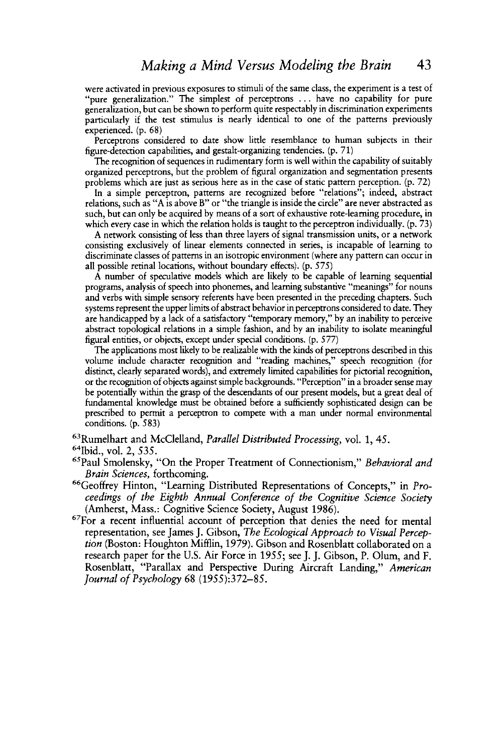were activated in previous exposures to stimuli of the same class, the experiment is a test of "pure generalization." The simplest of perceptrons ... have no capability for pure generalization, but can be shown to perform quite respectably in discrimination experiments particularly if the test stimulus is nearly identical to one of the patterns previously experienced. (p. 68)

Perceptrons considered to date show little resemblance to human subjects in their figure-detection capabilities, and gestalt-organizing tendencies. (p. 71)

The recognition of sequences in rudimentary form is well within the capability of suitably organized perceptrons, but the problem of figural organization and segmentation presents problems which are just as serious here as in the case of static pattern perception. (p. 72)

In a simple perceptron, patterns are recognized before "relations"; indeed, abstract relations, such as "A is above B" or "the triangle is inside the circle" are never abstracted as such, but can only be acquired by means of a sort of exhaustive rote-learning procedure, in which every case in which the relation holds is taught to the perceptron individually. (p. 73)

A network consisting of less than three layers of signal transmission units, or a network consisting exclusively of linear elements connected in series, is incapable of learning to discriminate classes of patterns in an isotropic environment (where any pattern can occur in all possible retinal locations, without boundary effects). (p. 575)

A number of speculative models which are likely to be capable of learning sequential programs, analysis of speech into phonemes, and learning substantive "meanings" for nouns and verbs with simple sensory referents have been presented in the preceding chapters. Such systems represent the upper limits of abstract behavior in perceptrons considered to date. They are handicapped by a lack of a satisfactory "temporary memory," by an inability to perceive abstract topological relations in a simple fashion, and by an inability to isolate meaningful figural entities, or objects, except under special conditions. (p. 577)

The applications most likely to be realizable with the kinds of perceptrons described in this volume include character recognition and "reading machines," speech recognition (for distinct, clearly separated words), and extremely limited capabilities for pictorial recognition, or the recognition of objects against simple backgrounds. "Perception" in a broader sense may be potentially within the grasp of the descendants of our present models, but a great deal of fundamental knowledge must be obtained before a sufficiently sophisticated design can be prescribed to permit a perceptron to compete with a man under normal environmental conditions. (p. 583)

[63]Rumelhart and McClelland, *Parallel Distributed Processing,* vol. 1, 45.

[64]Ibid., vol. 2, 535.

[65]Paul Smolensky, "On the Proper Treatment of Connectionism," *Behavioral and Brain Sciences,* forthcoming.

[66]Geoffrey Hinton, "Learning Distributed Representations of Concepts," in *Proceedings of the Eighth Annual Conference of the Cognitive Science Society* (Amherst, Mass.: Cognitive Science Society, August 1986).

[67]For a recent influential account of perception that denies the need for mental representation, see James J. Gibson, *The Ecological Approach to Visual Perception* (Boston: Houghton Mifflin, 1979). Gibson and Rosenblatt collaborated on a research paper for the U.S. Air Force in 1955; see J. J. Gibson, P. Olum, and F. Rosenblatt, "Parallax and Perspective During Aircraft Landing," *American Journal of Psychology* 68 (1955):372–85.